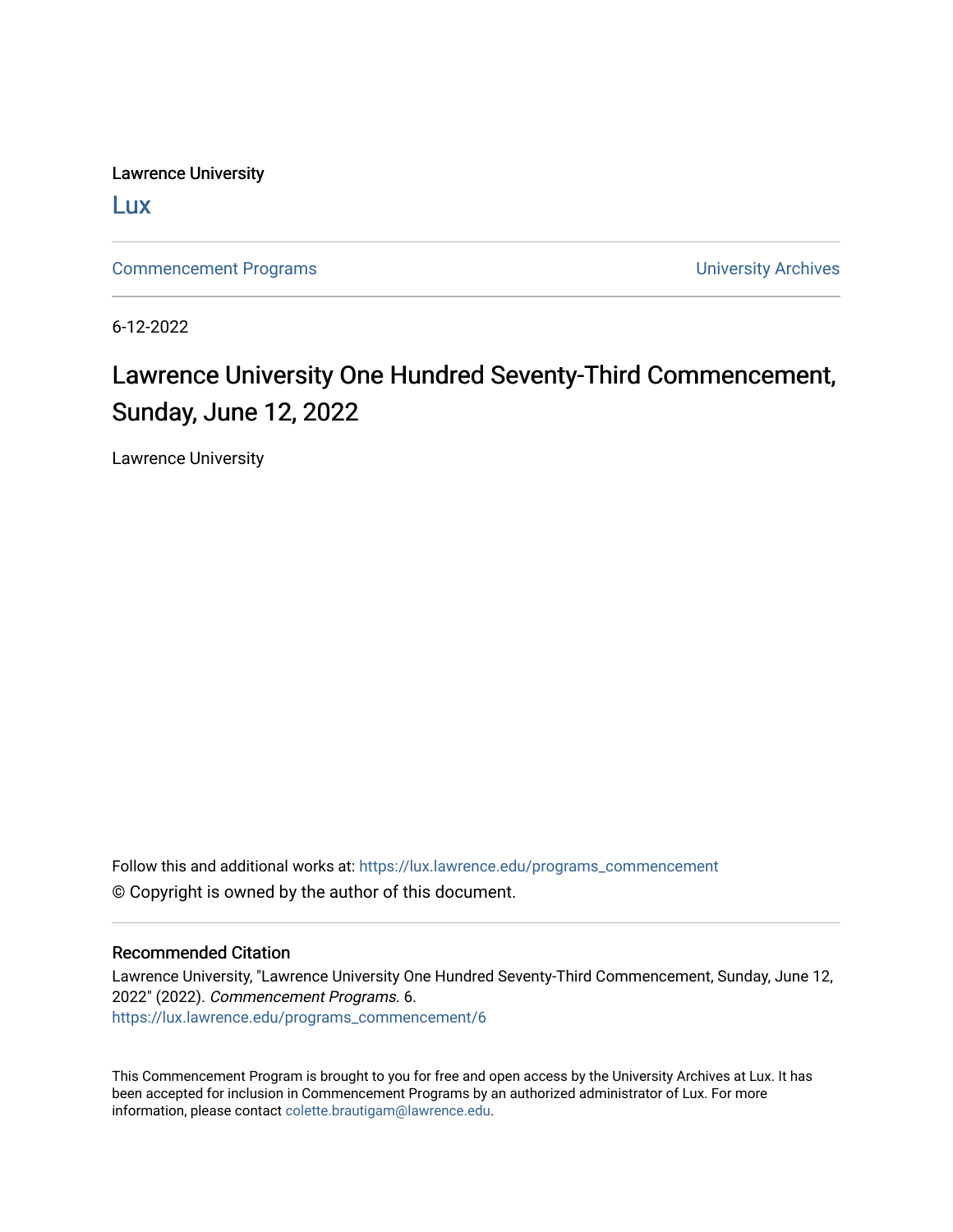Lawrence University

Lux

Commencement Programs | University Archives

6-12-2022

# Lawrence University One Hundred Seventy-Third Commencement, Sunday, June 12, 2022

Lawrence University

Follow this and additional works at: https://lux.lawrence.edu/programs_commencement

© Copyright is owned by the author of this document.

## Recommended Citation

Lawrence University, "Lawrence University One Hundred Seventy-Third Commencement, Sunday, June 12, 2022" (2022). *Commencement Programs*. 6.
https://lux.lawrence.edu/programs_commencement/6

This Commencement Program is brought to you for free and open access by the University Archives at Lux. It has been accepted for inclusion in Commencement Programs by an authorized administrator of Lux. For more information, please contact colette.brautigam@lawrence.edu.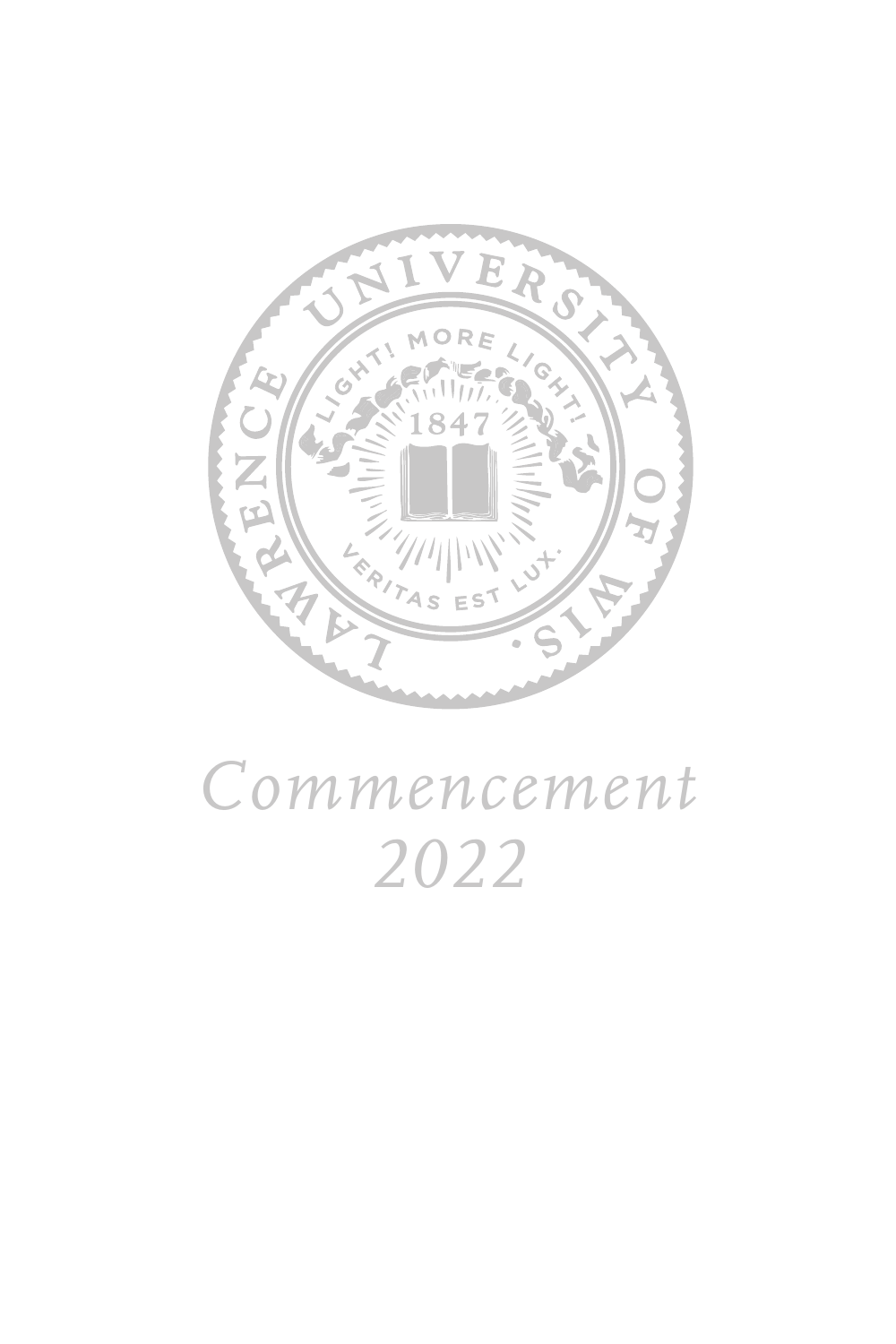LAWRENCE UNIVERSITY OF WIS.

LIGHT! MORE LIGHT!

1847

VERITAS EST LUX.

*Commencement*

*2022*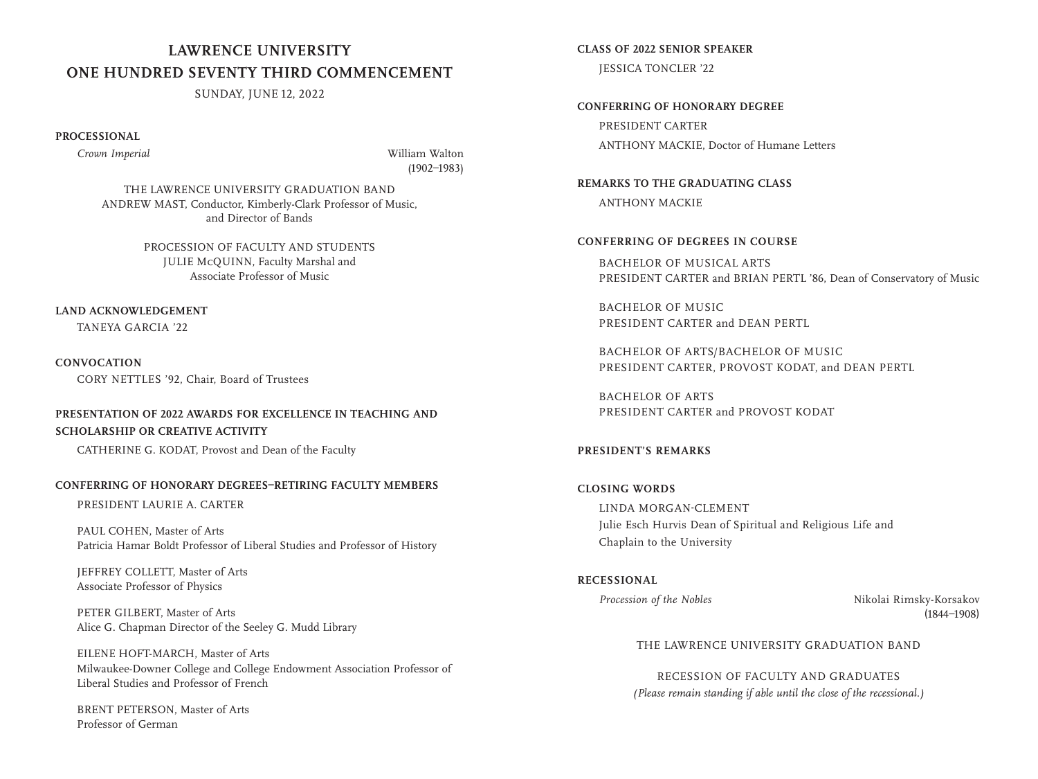# LAWRENCE UNIVERSITY
# ONE HUNDRED SEVENTY THIRD COMMENCEMENT

SUNDAY, JUNE 12, 2022

**PROCESSIONAL**

*Crown Imperial* — William Walton (1902–1983)

THE LAWRENCE UNIVERSITY GRADUATION BAND
ANDREW MAST, Conductor, Kimberly-Clark Professor of Music, and Director of Bands

PROCESSION OF FACULTY AND STUDENTS
JULIE McQUINN, Faculty Marshal and Associate Professor of Music

**LAND ACKNOWLEDGEMENT**

TANEYA GARCIA '22

**CONVOCATION**

CORY NETTLES '92, Chair, Board of Trustees

**PRESENTATION OF 2022 AWARDS FOR EXCELLENCE IN TEACHING AND SCHOLARSHIP OR CREATIVE ACTIVITY**

CATHERINE G. KODAT, Provost and Dean of the Faculty

**CONFERRING OF HONORARY DEGREES—RETIRING FACULTY MEMBERS**

PRESIDENT LAURIE A. CARTER

PAUL COHEN, Master of Arts
Patricia Hamar Boldt Professor of Liberal Studies and Professor of History

JEFFREY COLLETT, Master of Arts
Associate Professor of Physics

PETER GILBERT, Master of Arts
Alice G. Chapman Director of the Seeley G. Mudd Library

EILENE HOFT-MARCH, Master of Arts
Milwaukee-Downer College and College Endowment Association Professor of Liberal Studies and Professor of French

BRENT PETERSON, Master of Arts
Professor of German

**CLASS OF 2022 SENIOR SPEAKER**

JESSICA TONCLER '22

**CONFERRING OF HONORARY DEGREE**

PRESIDENT CARTER

ANTHONY MACKIE, Doctor of Humane Letters

**REMARKS TO THE GRADUATING CLASS**

ANTHONY MACKIE

**CONFERRING OF DEGREES IN COURSE**

BACHELOR OF MUSICAL ARTS
PRESIDENT CARTER and BRIAN PERTL '86, Dean of Conservatory of Music

BACHELOR OF MUSIC
PRESIDENT CARTER and DEAN PERTL

BACHELOR OF ARTS/BACHELOR OF MUSIC
PRESIDENT CARTER, PROVOST KODAT, and DEAN PERTL

BACHELOR OF ARTS
PRESIDENT CARTER and PROVOST KODAT

**PRESIDENT'S REMARKS**

**CLOSING WORDS**

LINDA MORGAN-CLEMENT
Julie Esch Hurvis Dean of Spiritual and Religious Life and Chaplain to the University

**RECESSIONAL**

*Procession of the Nobles* — Nikolai Rimsky-Korsakov (1844–1908)

THE LAWRENCE UNIVERSITY GRADUATION BAND

RECESSION OF FACULTY AND GRADUATES
*(Please remain standing if able until the close of the recessional.)*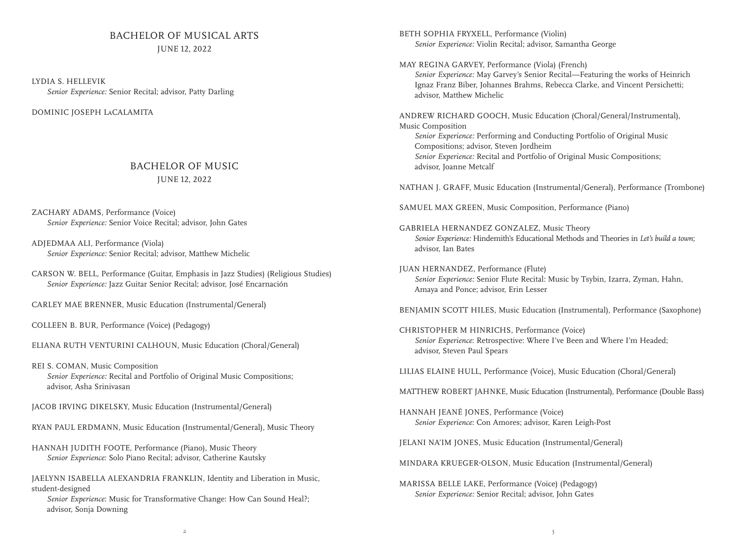## BACHELOR OF MUSICAL ARTS

JUNE 12, 2022

LYDIA S. HELLEVIK
*Senior Experience:* Senior Recital; advisor, Patty Darling

DOMINIC JOSEPH LaCALAMITA

## BACHELOR OF MUSIC

JUNE 12, 2022

ZACHARY ADAMS, Performance (Voice)
*Senior Experience:* Senior Voice Recital; advisor, John Gates

ADJEDMAA ALI, Performance (Viola)
*Senior Experience:* Senior Recital; advisor, Matthew Michelic

CARSON W. BELL, Performance (Guitar, Emphasis in Jazz Studies) (Religious Studies)
*Senior Experience:* Jazz Guitar Senior Recital; advisor, José Encarnación

CARLEY MAE BRENNER, Music Education (Instrumental/General)

COLLEEN B. BUR, Performance (Voice) (Pedagogy)

ELIANA RUTH VENTURINI CALHOUN, Music Education (Choral/General)

REI S. COMAN, Music Composition
*Senior Experience:* Recital and Portfolio of Original Music Compositions; advisor, Asha Srinivasan

JACOB IRVING DIKELSKY, Music Education (Instrumental/General)

RYAN PAUL ERDMANN, Music Education (Instrumental/General), Music Theory

HANNAH JUDITH FOOTE, Performance (Piano), Music Theory
*Senior Experience*: Solo Piano Recital; advisor, Catherine Kautsky

JAELYNN ISABELLA ALEXANDRIA FRANKLIN, Identity and Liberation in Music, student-designed
*Senior Experience*: Music for Transformative Change: How Can Sound Heal?; advisor, Sonja Downing

BETH SOPHIA FRYXELL, Performance (Violin)
*Senior Experience:* Violin Recital; advisor, Samantha George

MAY REGINA GARVEY, Performance (Viola) (French)
*Senior Experience:* May Garvey's Senior Recital—Featuring the works of Heinrich Ignaz Franz Biber, Johannes Brahms, Rebecca Clarke, and Vincent Persichetti; advisor, Matthew Michelic

ANDREW RICHARD GOOCH, Music Education (Choral/General/Instrumental), Music Composition
*Senior Experience:* Performing and Conducting Portfolio of Original Music Compositions; advisor, Steven Jordheim
*Senior Experience:* Recital and Portfolio of Original Music Compositions; advisor, Joanne Metcalf

NATHAN J. GRAFF, Music Education (Instrumental/General), Performance (Trombone)

SAMUEL MAX GREEN, Music Composition, Performance (Piano)

GABRIELA HERNANDEZ GONZALEZ, Music Theory
*Senior Experience:* Hindemith's Educational Methods and Theories in *Let's build a town*; advisor, Ian Bates

JUAN HERNANDEZ, Performance (Flute)
*Senior Experience:* Senior Flute Recital: Music by Tsybin, Izarra, Zyman, Hahn, Amaya and Ponce; advisor, Erin Lesser

BENJAMIN SCOTT HILES, Music Education (Instrumental), Performance (Saxophone)

CHRISTOPHER M HINRICHS, Performance (Voice)
*Senior Experience*: Retrospective: Where I've Been and Where I'm Headed; advisor, Steven Paul Spears

LILIAS ELAINE HULL, Performance (Voice), Music Education (Choral/General)

MATTHEW ROBERT JAHNKE, Music Education (Instrumental), Performance (Double Bass)

HANNAH JEANÉ JONES, Performance (Voice)
*Senior Experience*: Con Amores; advisor, Karen Leigh-Post

JELANI NA'IM JONES, Music Education (Instrumental/General)

MINDARA KRUEGER-OLSON, Music Education (Instrumental/General)

MARISSA BELLE LAKE, Performance (Voice) (Pedagogy)
*Senior Experience:* Senior Recital; advisor, John Gates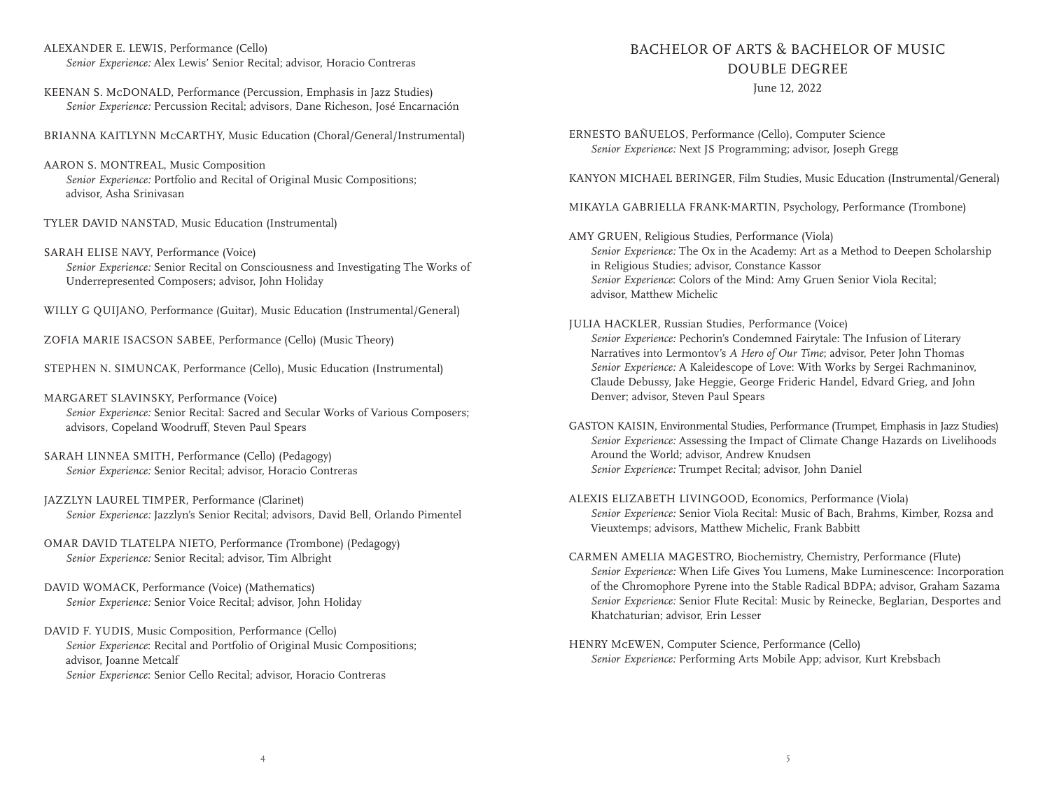ALEXANDER E. LEWIS, Performance (Cello)
*Senior Experience:* Alex Lewis' Senior Recital; advisor, Horacio Contreras

KEENAN S. McDONALD, Performance (Percussion, Emphasis in Jazz Studies)
*Senior Experience:* Percussion Recital; advisors, Dane Richeson, José Encarnación

BRIANNA KAITLYNN McCARTHY, Music Education (Choral/General/Instrumental)

AARON S. MONTREAL, Music Composition
*Senior Experience:* Portfolio and Recital of Original Music Compositions; advisor, Asha Srinivasan

TYLER DAVID NANSTAD, Music Education (Instrumental)

SARAH ELISE NAVY, Performance (Voice)
*Senior Experience:* Senior Recital on Consciousness and Investigating The Works of Underrepresented Composers; advisor, John Holiday

WILLY G QUIJANO, Performance (Guitar), Music Education (Instrumental/General)

ZOFIA MARIE ISACSON SABEE, Performance (Cello) (Music Theory)

STEPHEN N. SIMUNCAK, Performance (Cello), Music Education (Instrumental)

MARGARET SLAVINSKY, Performance (Voice)
*Senior Experience:* Senior Recital: Sacred and Secular Works of Various Composers; advisors, Copeland Woodruff, Steven Paul Spears

SARAH LINNEA SMITH, Performance (Cello) (Pedagogy)
*Senior Experience:* Senior Recital; advisor, Horacio Contreras

JAZZLYN LAUREL TIMPER, Performance (Clarinet)
*Senior Experience:* Jazzlyn's Senior Recital; advisors, David Bell, Orlando Pimentel

OMAR DAVID TLATELPA NIETO, Performance (Trombone) (Pedagogy)
*Senior Experience:* Senior Recital; advisor, Tim Albright

DAVID WOMACK, Performance (Voice) (Mathematics)
*Senior Experience:* Senior Voice Recital; advisor, John Holiday

DAVID F. YUDIS, Music Composition, Performance (Cello)
*Senior Experience*: Recital and Portfolio of Original Music Compositions; advisor, Joanne Metcalf
*Senior Experience*: Senior Cello Recital; advisor, Horacio Contreras

## BACHELOR OF ARTS & BACHELOR OF MUSIC DOUBLE DEGREE

June 12, 2022

ERNESTO BAÑUELOS, Performance (Cello), Computer Science
*Senior Experience:* Next JS Programming; advisor, Joseph Gregg

KANYON MICHAEL BERINGER, Film Studies, Music Education (Instrumental/General)

MIKAYLA GABRIELLA FRANK-MARTIN, Psychology, Performance (Trombone)

AMY GRUEN, Religious Studies, Performance (Viola)
*Senior Experience:* The Ox in the Academy: Art as a Method to Deepen Scholarship in Religious Studies; advisor, Constance Kassor
*Senior Experience*: Colors of the Mind: Amy Gruen Senior Viola Recital; advisor, Matthew Michelic

JULIA HACKLER, Russian Studies, Performance (Voice)
*Senior Experience:* Pechorin's Condemned Fairytale: The Infusion of Literary Narratives into Lermontov's *A Hero of Our Time*; advisor, Peter John Thomas
*Senior Experience:* A Kaleidescope of Love: With Works by Sergei Rachmaninov, Claude Debussy, Jake Heggie, George Frideric Handel, Edvard Grieg, and John Denver; advisor, Steven Paul Spears

GASTON KAISIN, Environmental Studies, Performance (Trumpet, Emphasis in Jazz Studies)
*Senior Experience:* Assessing the Impact of Climate Change Hazards on Livelihoods Around the World; advisor, Andrew Knudsen
*Senior Experience:* Trumpet Recital; advisor, John Daniel

ALEXIS ELIZABETH LIVINGOOD, Economics, Performance (Viola)
*Senior Experience:* Senior Viola Recital: Music of Bach, Brahms, Kimber, Rozsa and Vieuxtemps; advisors, Matthew Michelic, Frank Babbitt

CARMEN AMELIA MAGESTRO, Biochemistry, Chemistry, Performance (Flute)
*Senior Experience:* When Life Gives You Lumens, Make Luminescence: Incorporation of the Chromophore Pyrene into the Stable Radical BDPA; advisor, Graham Sazama
*Senior Experience:* Senior Flute Recital: Music by Reinecke, Beglarian, Desportes and Khatchaturian; advisor, Erin Lesser

HENRY McEWEN, Computer Science, Performance (Cello)
*Senior Experience:* Performing Arts Mobile App; advisor, Kurt Krebsbach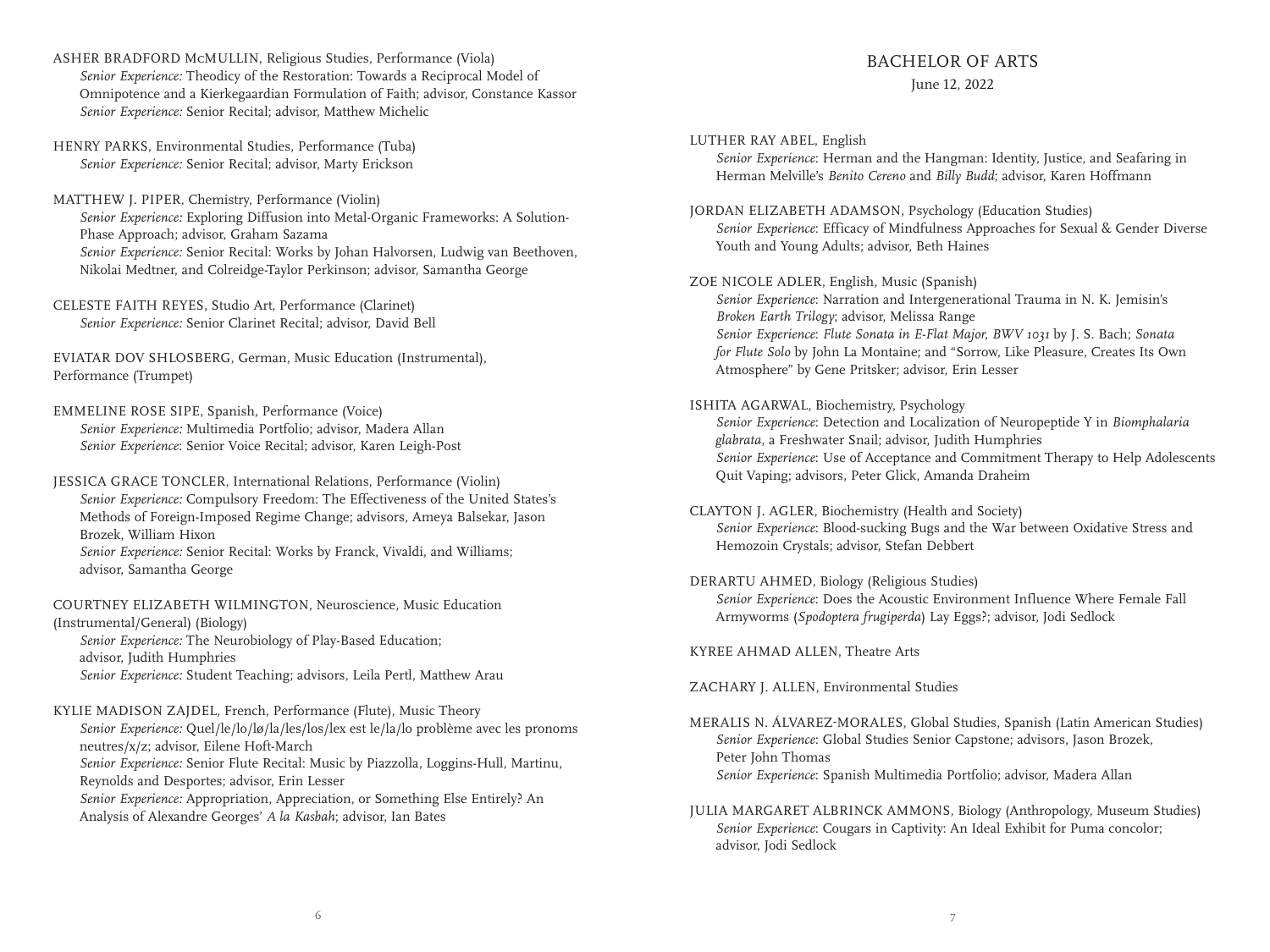ASHER BRADFORD McMULLIN, Religious Studies, Performance (Viola)
*Senior Experience:* Theodicy of the Restoration: Towards a Reciprocal Model of Omnipotence and a Kierkegaardian Formulation of Faith; advisor, Constance Kassor
*Senior Experience:* Senior Recital; advisor, Matthew Michelic

HENRY PARKS, Environmental Studies, Performance (Tuba)
*Senior Experience:* Senior Recital; advisor, Marty Erickson

MATTHEW J. PIPER, Chemistry, Performance (Violin)
*Senior Experience:* Exploring Diffusion into Metal-Organic Frameworks: A Solution-Phase Approach; advisor, Graham Sazama
*Senior Experience:* Senior Recital: Works by Johan Halvorsen, Ludwig van Beethoven, Nikolai Medtner, and Colreidge-Taylor Perkinson; advisor, Samantha George

CELESTE FAITH REYES, Studio Art, Performance (Clarinet)
*Senior Experience:* Senior Clarinet Recital; advisor, David Bell

EVIATAR DOV SHLOSBERG, German, Music Education (Instrumental), Performance (Trumpet)

EMMELINE ROSE SIPE, Spanish, Performance (Voice)
*Senior Experience:* Multimedia Portfolio; advisor, Madera Allan
*Senior Experience*: Senior Voice Recital; advisor, Karen Leigh-Post

JESSICA GRACE TONCLER, International Relations, Performance (Violin)
*Senior Experience:* Compulsory Freedom: The Effectiveness of the United States's Methods of Foreign-Imposed Regime Change; advisors, Ameya Balsekar, Jason Brozek, William Hixon
*Senior Experience:* Senior Recital: Works by Franck, Vivaldi, and Williams; advisor, Samantha George

COURTNEY ELIZABETH WILMINGTON, Neuroscience, Music Education (Instrumental/General) (Biology)
*Senior Experience:* The Neurobiology of Play-Based Education; advisor, Judith Humphries
*Senior Experience:* Student Teaching; advisors, Leila Pertl, Matthew Arau

KYLIE MADISON ZAJDEL, French, Performance (Flute), Music Theory
*Senior Experience:* Quel/le/lo/lø/la/les/los/lex est le/la/lo problème avec les pronoms neutres/x/z; advisor, Eilene Hoft-March
*Senior Experience:* Senior Flute Recital: Music by Piazzolla, Loggins-Hull, Martinu, Reynolds and Desportes; advisor, Erin Lesser
*Senior Experience:* Appropriation, Appreciation, or Something Else Entirely? An Analysis of Alexandre Georges' *A la Kasbah*; advisor, Ian Bates

## BACHELOR OF ARTS

June 12, 2022

LUTHER RAY ABEL, English
*Senior Experience*: Herman and the Hangman: Identity, Justice, and Seafaring in Herman Melville's *Benito Cereno* and *Billy Budd*; advisor, Karen Hoffmann

JORDAN ELIZABETH ADAMSON, Psychology (Education Studies)
*Senior Experience*: Efficacy of Mindfulness Approaches for Sexual & Gender Diverse Youth and Young Adults; advisor, Beth Haines

ZOE NICOLE ADLER, English, Music (Spanish)
*Senior Experience*: Narration and Intergenerational Trauma in N. K. Jemisin's *Broken Earth Trilogy*; advisor, Melissa Range
*Senior Experience*: *Flute Sonata in E-Flat Major, BWV 1031* by J. S. Bach; *Sonata for Flute Solo* by John La Montaine; and "Sorrow, Like Pleasure, Creates Its Own Atmosphere" by Gene Pritsker; advisor, Erin Lesser

ISHITA AGARWAL, Biochemistry, Psychology
*Senior Experience*: Detection and Localization of Neuropeptide Y in *Biomphalaria glabrata*, a Freshwater Snail; advisor, Judith Humphries
*Senior Experience*: Use of Acceptance and Commitment Therapy to Help Adolescents Quit Vaping; advisors, Peter Glick, Amanda Draheim

CLAYTON J. AGLER, Biochemistry (Health and Society)
*Senior Experience*: Blood-sucking Bugs and the War between Oxidative Stress and Hemozoin Crystals; advisor, Stefan Debbert

DERARTU AHMED, Biology (Religious Studies)
*Senior Experience*: Does the Acoustic Environment Influence Where Female Fall Armyworms (*Spodoptera frugiperda*) Lay Eggs?; advisor, Jodi Sedlock

KYREE AHMAD ALLEN, Theatre Arts

ZACHARY J. ALLEN, Environmental Studies

MERALIS N. ÁLVAREZ-MORALES, Global Studies, Spanish (Latin American Studies)
*Senior Experience*: Global Studies Senior Capstone; advisors, Jason Brozek, Peter John Thomas
*Senior Experience*: Spanish Multimedia Portfolio; advisor, Madera Allan

JULIA MARGARET ALBRINCK AMMONS, Biology (Anthropology, Museum Studies)
*Senior Experience*: Cougars in Captivity: An Ideal Exhibit for Puma concolor; advisor, Jodi Sedlock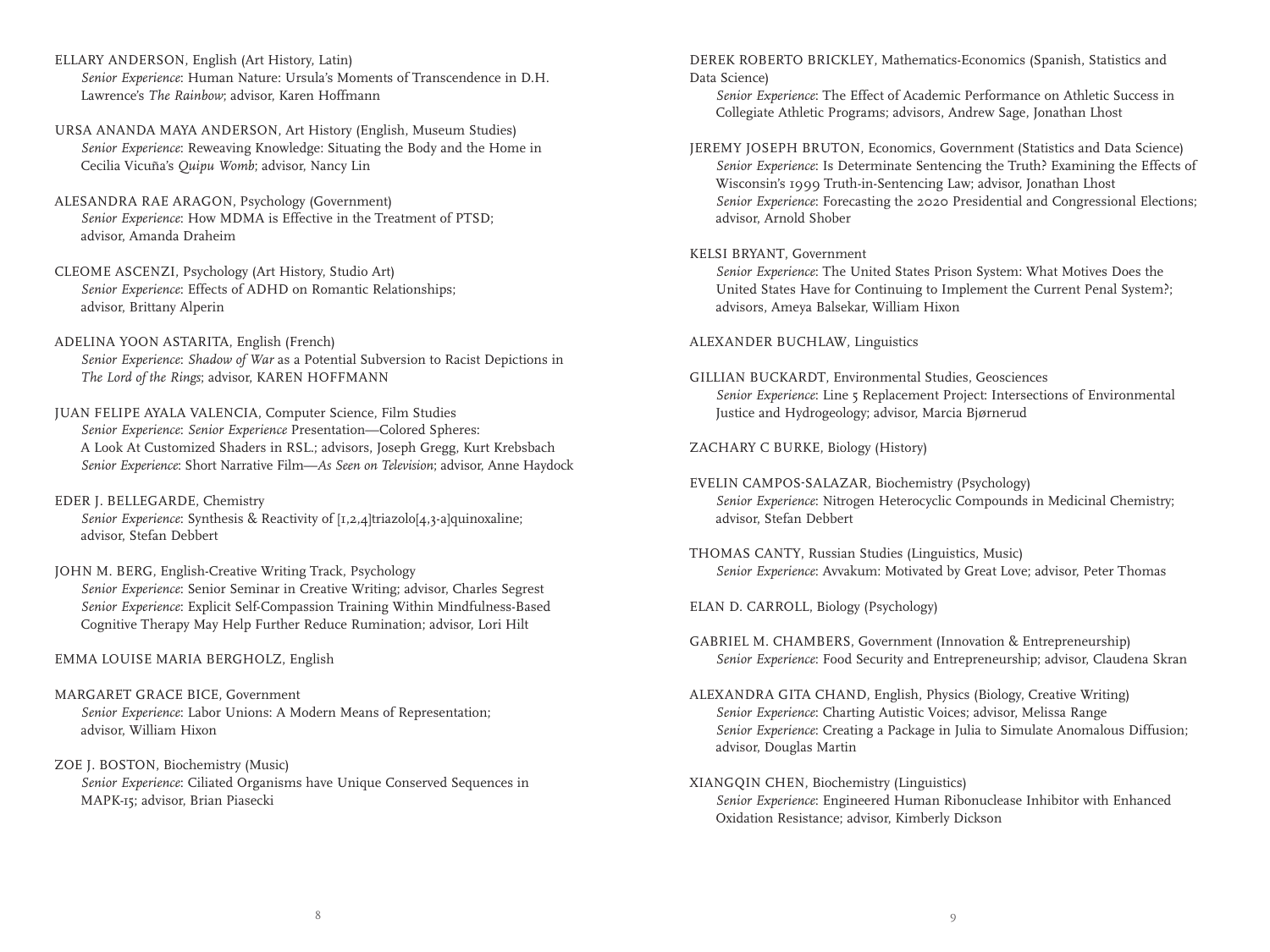ELLARY ANDERSON, English (Art History, Latin)
*Senior Experience*: Human Nature: Ursula's Moments of Transcendence in D.H. Lawrence's *The Rainbow*; advisor, Karen Hoffmann

URSA ANANDA MAYA ANDERSON, Art History (English, Museum Studies)
*Senior Experience*: Reweaving Knowledge: Situating the Body and the Home in Cecilia Vicuña's *Quipu Womb*; advisor, Nancy Lin

ALESANDRA RAE ARAGON, Psychology (Government)
*Senior Experience*: How MDMA is Effective in the Treatment of PTSD; advisor, Amanda Draheim

CLEOME ASCENZI, Psychology (Art History, Studio Art)
*Senior Experience*: Effects of ADHD on Romantic Relationships; advisor, Brittany Alperin

ADELINA YOON ASTARITA, English (French)
*Senior Experience*: *Shadow of War* as a Potential Subversion to Racist Depictions in *The Lord of the Rings*; advisor, KAREN HOFFMANN

JUAN FELIPE AYALA VALENCIA, Computer Science, Film Studies
*Senior Experience*: *Senior Experience* Presentation—Colored Spheres: A Look At Customized Shaders in RSL.; advisors, Joseph Gregg, Kurt Krebsbach
*Senior Experience*: Short Narrative Film—*As Seen on Television*; advisor, Anne Haydock

EDER J. BELLEGARDE, Chemistry
*Senior Experience*: Synthesis & Reactivity of [1,2,4]triazolo[4,3-a]quinoxaline; advisor, Stefan Debbert

JOHN M. BERG, English-Creative Writing Track, Psychology
*Senior Experience*: Senior Seminar in Creative Writing; advisor, Charles Segrest
*Senior Experience*: Explicit Self-Compassion Training Within Mindfulness-Based Cognitive Therapy May Help Further Reduce Rumination; advisor, Lori Hilt

EMMA LOUISE MARIA BERGHOLZ, English

MARGARET GRACE BICE, Government
*Senior Experience*: Labor Unions: A Modern Means of Representation; advisor, William Hixon

ZOE J. BOSTON, Biochemistry (Music)
*Senior Experience*: Ciliated Organisms have Unique Conserved Sequences in MAPK-15; advisor, Brian Piasecki

DEREK ROBERTO BRICKLEY, Mathematics-Economics (Spanish, Statistics and Data Science)
*Senior Experience*: The Effect of Academic Performance on Athletic Success in Collegiate Athletic Programs; advisors, Andrew Sage, Jonathan Lhost

JEREMY JOSEPH BRUTON, Economics, Government (Statistics and Data Science)
*Senior Experience*: Is Determinate Sentencing the Truth? Examining the Effects of Wisconsin's 1999 Truth-in-Sentencing Law; advisor, Jonathan Lhost
*Senior Experience*: Forecasting the 2020 Presidential and Congressional Elections; advisor, Arnold Shober

KELSI BRYANT, Government
*Senior Experience*: The United States Prison System: What Motives Does the United States Have for Continuing to Implement the Current Penal System?; advisors, Ameya Balsekar, William Hixon

ALEXANDER BUCHLAW, Linguistics

GILLIAN BUCKARDT, Environmental Studies, Geosciences
*Senior Experience*: Line 5 Replacement Project: Intersections of Environmental Justice and Hydrogeology; advisor, Marcia Bjørnerud

ZACHARY C BURKE, Biology (History)

EVELIN CAMPOS-SALAZAR, Biochemistry (Psychology)
*Senior Experience*: Nitrogen Heterocyclic Compounds in Medicinal Chemistry; advisor, Stefan Debbert

THOMAS CANTY, Russian Studies (Linguistics, Music)
*Senior Experience*: Avvakum: Motivated by Great Love; advisor, Peter Thomas

ELAN D. CARROLL, Biology (Psychology)

GABRIEL M. CHAMBERS, Government (Innovation & Entrepreneurship)
*Senior Experience*: Food Security and Entrepreneurship; advisor, Claudena Skran

ALEXANDRA GITA CHAND, English, Physics (Biology, Creative Writing)
*Senior Experience*: Charting Autistic Voices; advisor, Melissa Range
*Senior Experience*: Creating a Package in Julia to Simulate Anomalous Diffusion; advisor, Douglas Martin

XIANGQIN CHEN, Biochemistry (Linguistics)
*Senior Experience*: Engineered Human Ribonuclease Inhibitor with Enhanced Oxidation Resistance; advisor, Kimberly Dickson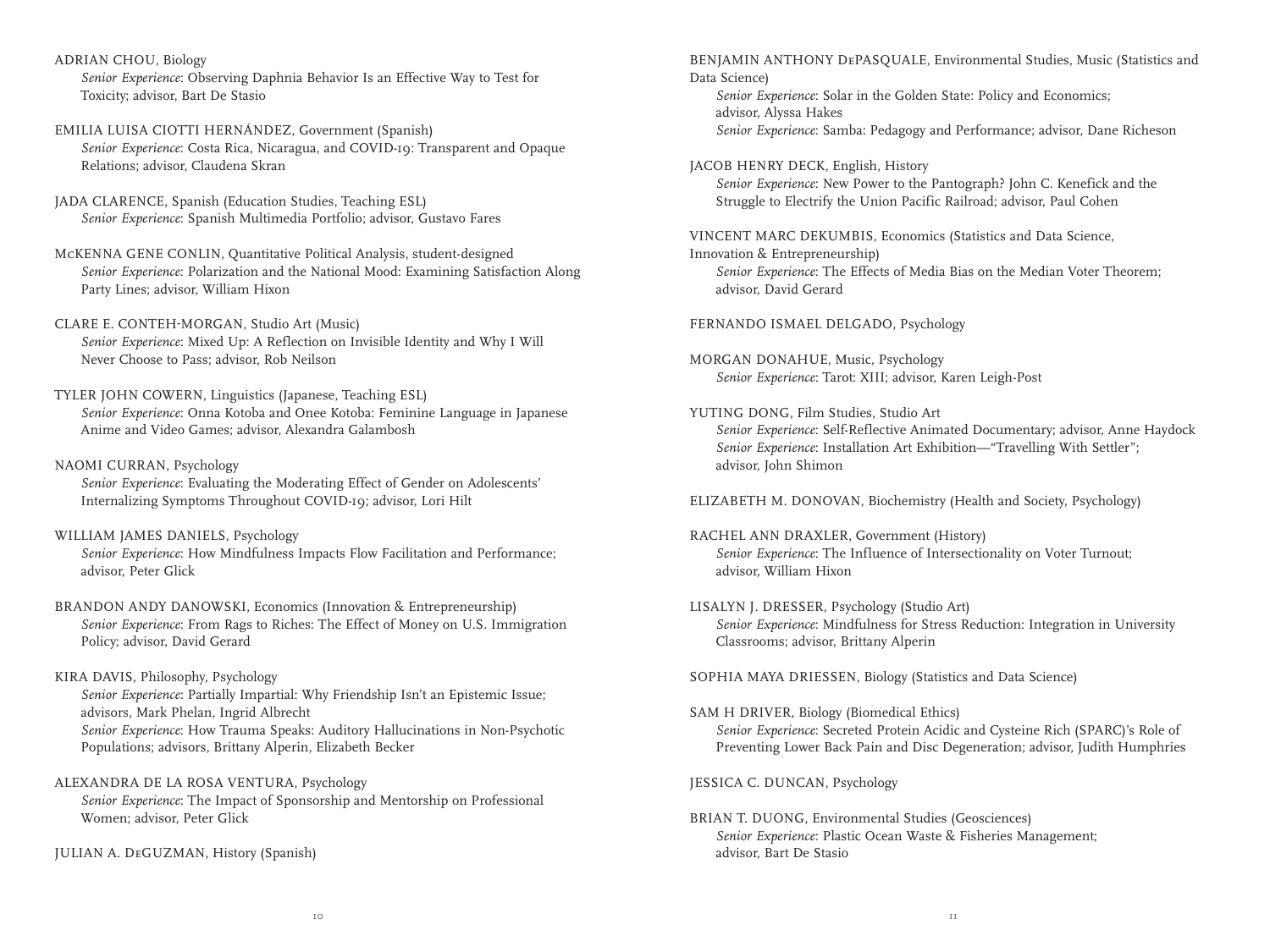ADRIAN CHOU, Biology
*Senior Experience*: Observing Daphnia Behavior Is an Effective Way to Test for Toxicity; advisor, Bart De Stasio

EMILIA LUISA CIOTTI HERNÁNDEZ, Government (Spanish)
*Senior Experience*: Costa Rica, Nicaragua, and COVID-19: Transparent and Opaque Relations; advisor, Claudena Skran

JADA CLARENCE, Spanish (Education Studies, Teaching ESL)
*Senior Experience*: Spanish Multimedia Portfolio; advisor, Gustavo Fares

McKENNA GENE CONLIN, Quantitative Political Analysis, student-designed
*Senior Experience*: Polarization and the National Mood: Examining Satisfaction Along Party Lines; advisor, William Hixon

CLARE E. CONTEH-MORGAN, Studio Art (Music)
*Senior Experience*: Mixed Up: A Reflection on Invisible Identity and Why I Will Never Choose to Pass; advisor, Rob Neilson

TYLER JOHN COWERN, Linguistics (Japanese, Teaching ESL)
*Senior Experience*: Onna Kotoba and Onee Kotoba: Feminine Language in Japanese Anime and Video Games; advisor, Alexandra Galambosh

NAOMI CURRAN, Psychology
*Senior Experience*: Evaluating the Moderating Effect of Gender on Adolescents' Internalizing Symptoms Throughout COVID-19; advisor, Lori Hilt

WILLIAM JAMES DANIELS, Psychology
*Senior Experience*: How Mindfulness Impacts Flow Facilitation and Performance; advisor, Peter Glick

BRANDON ANDY DANOWSKI, Economics (Innovation & Entrepreneurship)
*Senior Experience*: From Rags to Riches: The Effect of Money on U.S. Immigration Policy; advisor, David Gerard

KIRA DAVIS, Philosophy, Psychology
*Senior Experience*: Partially Impartial: Why Friendship Isn't an Epistemic Issue; advisors, Mark Phelan, Ingrid Albrecht
*Senior Experience*: How Trauma Speaks: Auditory Hallucinations in Non-Psychotic Populations; advisors, Brittany Alperin, Elizabeth Becker

ALEXANDRA DE LA ROSA VENTURA, Psychology
*Senior Experience*: The Impact of Sponsorship and Mentorship on Professional Women; advisor, Peter Glick

JULIAN A. DeGUZMAN, History (Spanish)

BENJAMIN ANTHONY DePASQUALE, Environmental Studies, Music (Statistics and Data Science)
*Senior Experience*: Solar in the Golden State: Policy and Economics; advisor, Alyssa Hakes
*Senior Experience*: Samba: Pedagogy and Performance; advisor, Dane Richeson

JACOB HENRY DECK, English, History
*Senior Experience*: New Power to the Pantograph? John C. Kenefick and the Struggle to Electrify the Union Pacific Railroad; advisor, Paul Cohen

VINCENT MARC DEKUMBIS, Economics (Statistics and Data Science, Innovation & Entrepreneurship)
*Senior Experience*: The Effects of Media Bias on the Median Voter Theorem; advisor, David Gerard

FERNANDO ISMAEL DELGADO, Psychology

MORGAN DONAHUE, Music, Psychology
*Senior Experience*: Tarot: XIII; advisor, Karen Leigh-Post

YUTING DONG, Film Studies, Studio Art
*Senior Experience*: Self-Reflective Animated Documentary; advisor, Anne Haydock
*Senior Experience*: Installation Art Exhibition—"Travelling With Settler"; advisor, John Shimon

ELIZABETH M. DONOVAN, Biochemistry (Health and Society, Psychology)

RACHEL ANN DRAXLER, Government (History)
*Senior Experience*: The Influence of Intersectionality on Voter Turnout; advisor, William Hixon

LISALYN J. DRESSER, Psychology (Studio Art)
*Senior Experience*: Mindfulness for Stress Reduction: Integration in University Classrooms; advisor, Brittany Alperin

SOPHIA MAYA DRIESSEN, Biology (Statistics and Data Science)

SAM H DRIVER, Biology (Biomedical Ethics)
*Senior Experience*: Secreted Protein Acidic and Cysteine Rich (SPARC)'s Role of Preventing Lower Back Pain and Disc Degeneration; advisor, Judith Humphries

JESSICA C. DUNCAN, Psychology

BRIAN T. DUONG, Environmental Studies (Geosciences)
*Senior Experience*: Plastic Ocean Waste & Fisheries Management; advisor, Bart De Stasio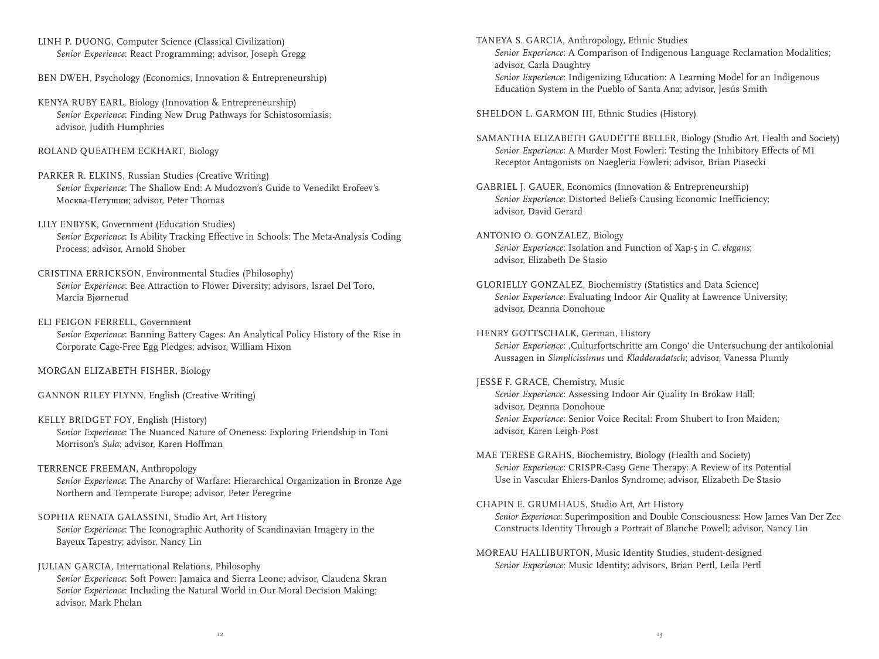LINH P. DUONG, Computer Science (Classical Civilization)
*Senior Experience*: React Programming; advisor, Joseph Gregg

BEN DWEH, Psychology (Economics, Innovation & Entrepreneurship)

KENYA RUBY EARL, Biology (Innovation & Entrepreneurship)
*Senior Experience*: Finding New Drug Pathways for Schistosomiasis; advisor, Judith Humphries

ROLAND QUEATHEM ECKHART, Biology

PARKER R. ELKINS, Russian Studies (Creative Writing)
*Senior Experience*: The Shallow End: A Mudozvon's Guide to Venedikt Erofeev's Москва-Петушки; advisor, Peter Thomas

LILY ENBYSK, Government (Education Studies)
*Senior Experience*: Is Ability Tracking Effective in Schools: The Meta-Analysis Coding Process; advisor, Arnold Shober

CRISTINA ERRICKSON, Environmental Studies (Philosophy)
*Senior Experience*: Bee Attraction to Flower Diversity; advisors, Israel Del Toro, Marcia Bjørnerud

ELI FEIGON FERRELL, Government
*Senior Experience*: Banning Battery Cages: An Analytical Policy History of the Rise in Corporate Cage-Free Egg Pledges; advisor, William Hixon

MORGAN ELIZABETH FISHER, Biology

GANNON RILEY FLYNN, English (Creative Writing)

KELLY BRIDGET FOY, English (History)
*Senior Experience*: The Nuanced Nature of Oneness: Exploring Friendship in Toni Morrison's *Sula*; advisor, Karen Hoffman

TERRENCE FREEMAN, Anthropology
*Senior Experience*: The Anarchy of Warfare: Hierarchical Organization in Bronze Age Northern and Temperate Europe; advisor, Peter Peregrine

SOPHIA RENATA GALASSINI, Studio Art, Art History
*Senior Experience*: The Iconographic Authority of Scandinavian Imagery in the Bayeux Tapestry; advisor, Nancy Lin

JULIAN GARCIA, International Relations, Philosophy
*Senior Experience*: Soft Power: Jamaica and Sierra Leone; advisor, Claudena Skran
*Senior Experience*: Including the Natural World in Our Moral Decision Making; advisor, Mark Phelan

TANEYA S. GARCIA, Anthropology, Ethnic Studies
*Senior Experience*: A Comparison of Indigenous Language Reclamation Modalities; advisor, Carla Daughtry
*Senior Experience*: Indigenizing Education: A Learning Model for an Indigenous Education System in the Pueblo of Santa Ana; advisor, Jesús Smith

SHELDON L. GARMON III, Ethnic Studies (History)

SAMANTHA ELIZABETH GAUDETTE BELLER, Biology (Studio Art, Health and Society)
*Senior Experience*: A Murder Most Fowleri: Testing the Inhibitory Effects of M1 Receptor Antagonists on Naegleria Fowleri; advisor, Brian Piasecki

GABRIEL J. GAUER, Economics (Innovation & Entrepreneurship)
*Senior Experience*: Distorted Beliefs Causing Economic Inefficiency; advisor, David Gerard

ANTONIO O. GONZALEZ, Biology
*Senior Experience*: Isolation and Function of Xap-5 in *C. elegans*; advisor, Elizabeth De Stasio

GLORIELLY GONZALEZ, Biochemistry (Statistics and Data Science)
*Senior Experience*: Evaluating Indoor Air Quality at Lawrence University; advisor, Deanna Donohoue

HENRY GOTTSCHALK, German, History
*Senior Experience*: ‚Culturfortschritte am Congo' die Untersuchung der antikolonial Aussagen in *Simplicissimus* und *Kladderadatsch*; advisor, Vanessa Plumly

JESSE F. GRACE, Chemistry, Music
*Senior Experience*: Assessing Indoor Air Quality In Brokaw Hall; advisor, Deanna Donohoue
*Senior Experience*: Senior Voice Recital: From Shubert to Iron Maiden; advisor, Karen Leigh-Post

MAE TERESE GRAHS, Biochemistry, Biology (Health and Society)
*Senior Experience*: CRISPR-Cas9 Gene Therapy: A Review of its Potential Use in Vascular Ehlers-Danlos Syndrome; advisor, Elizabeth De Stasio

CHAPIN E. GRUMHAUS, Studio Art, Art History
*Senior Experience*: Superimposition and Double Consciousness: How James Van Der Zee Constructs Identity Through a Portrait of Blanche Powell; advisor, Nancy Lin

MOREAU HALLIBURTON, Music Identity Studies, student-designed
*Senior Experience*: Music Identity; advisors, Brian Pertl, Leila Pertl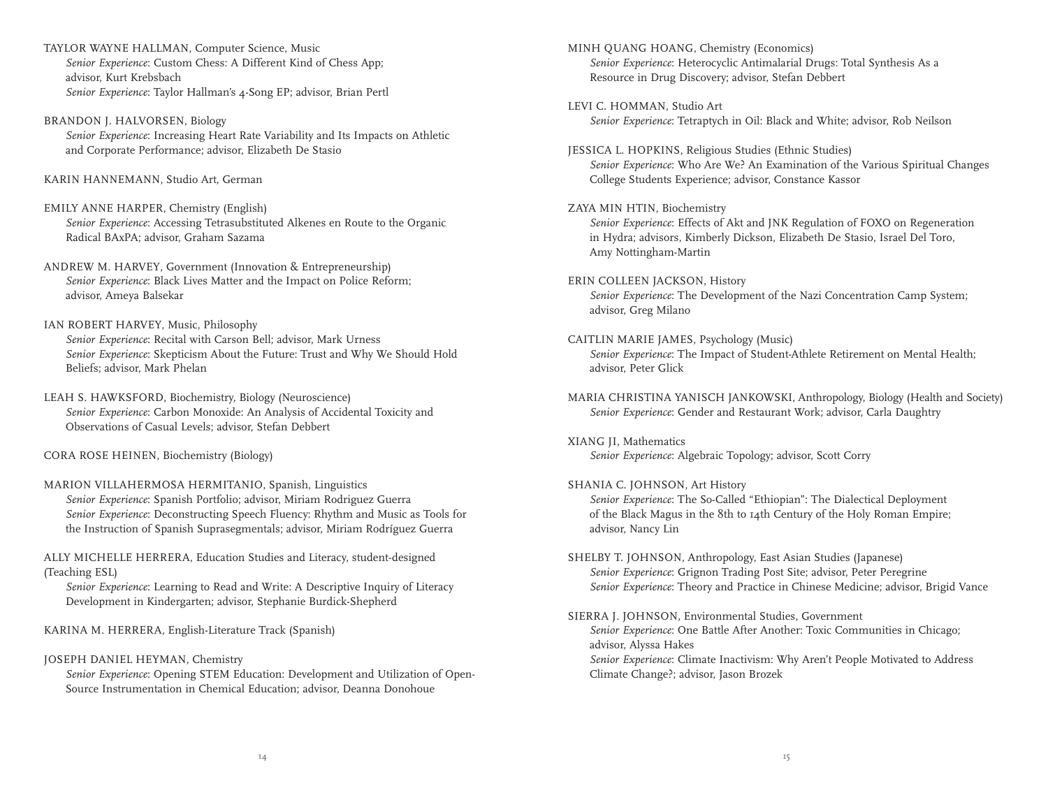TAYLOR WAYNE HALLMAN, Computer Science, Music
*Senior Experience*: Custom Chess: A Different Kind of Chess App; advisor, Kurt Krebsbach
*Senior Experience*: Taylor Hallman's 4-Song EP; advisor, Brian Pertl

BRANDON J. HALVORSEN, Biology
*Senior Experience*: Increasing Heart Rate Variability and Its Impacts on Athletic and Corporate Performance; advisor, Elizabeth De Stasio

KARIN HANNEMANN, Studio Art, German

EMILY ANNE HARPER, Chemistry (English)
*Senior Experience*: Accessing Tetrasubstituted Alkenes en Route to the Organic Radical BAxPA; advisor, Graham Sazama

ANDREW M. HARVEY, Government (Innovation & Entrepreneurship)
*Senior Experience*: Black Lives Matter and the Impact on Police Reform; advisor, Ameya Balsekar

IAN ROBERT HARVEY, Music, Philosophy
*Senior Experience*: Recital with Carson Bell; advisor, Mark Urness
*Senior Experience*: Skepticism About the Future: Trust and Why We Should Hold Beliefs; advisor, Mark Phelan

LEAH S. HAWKSFORD, Biochemistry, Biology (Neuroscience)
*Senior Experience*: Carbon Monoxide: An Analysis of Accidental Toxicity and Observations of Casual Levels; advisor, Stefan Debbert

CORA ROSE HEINEN, Biochemistry (Biology)

MARION VILLAHERMOSA HERMITANIO, Spanish, Linguistics
*Senior Experience*: Spanish Portfolio; advisor, Miriam Rodriguez Guerra
*Senior Experience*: Deconstructing Speech Fluency: Rhythm and Music as Tools for the Instruction of Spanish Suprasegmentals; advisor, Miriam Rodríguez Guerra

ALLY MICHELLE HERRERA, Education Studies and Literacy, student-designed (Teaching ESL)
*Senior Experience*: Learning to Read and Write: A Descriptive Inquiry of Literacy Development in Kindergarten; advisor, Stephanie Burdick-Shepherd

KARINA M. HERRERA, English-Literature Track (Spanish)

JOSEPH DANIEL HEYMAN, Chemistry
*Senior Experience*: Opening STEM Education: Development and Utilization of Open-Source Instrumentation in Chemical Education; advisor, Deanna Donohoue

MINH QUANG HOANG, Chemistry (Economics)
*Senior Experience*: Heterocyclic Antimalarial Drugs: Total Synthesis As a Resource in Drug Discovery; advisor, Stefan Debbert

LEVI C. HOMMAN, Studio Art
*Senior Experience*: Tetraptych in Oil: Black and White; advisor, Rob Neilson

JESSICA L. HOPKINS, Religious Studies (Ethnic Studies)
*Senior Experience*: Who Are We? An Examination of the Various Spiritual Changes College Students Experience; advisor, Constance Kassor

ZAYA MIN HTIN, Biochemistry
*Senior Experience*: Effects of Akt and JNK Regulation of FOXO on Regeneration in Hydra; advisors, Kimberly Dickson, Elizabeth De Stasio, Israel Del Toro, Amy Nottingham-Martin

ERIN COLLEEN JACKSON, History
*Senior Experience*: The Development of the Nazi Concentration Camp System; advisor, Greg Milano

CAITLIN MARIE JAMES, Psychology (Music)
*Senior Experience*: The Impact of Student-Athlete Retirement on Mental Health; advisor, Peter Glick

MARIA CHRISTINA YANISCH JANKOWSKI, Anthropology, Biology (Health and Society)
*Senior Experience*: Gender and Restaurant Work; advisor, Carla Daughtry

XIANG JI, Mathematics
*Senior Experience*: Algebraic Topology; advisor, Scott Corry

SHANIA C. JOHNSON, Art History
*Senior Experience*: The So-Called "Ethiopian": The Dialectical Deployment of the Black Magus in the 8th to 14th Century of the Holy Roman Empire; advisor, Nancy Lin

SHELBY T. JOHNSON, Anthropology, East Asian Studies (Japanese)
*Senior Experience*: Grignon Trading Post Site; advisor, Peter Peregrine
*Senior Experience*: Theory and Practice in Chinese Medicine; advisor, Brigid Vance

SIERRA J. JOHNSON, Environmental Studies, Government
*Senior Experience*: One Battle After Another: Toxic Communities in Chicago; advisor, Alyssa Hakes
*Senior Experience*: Climate Inactivism: Why Aren't People Motivated to Address Climate Change?; advisor, Jason Brozek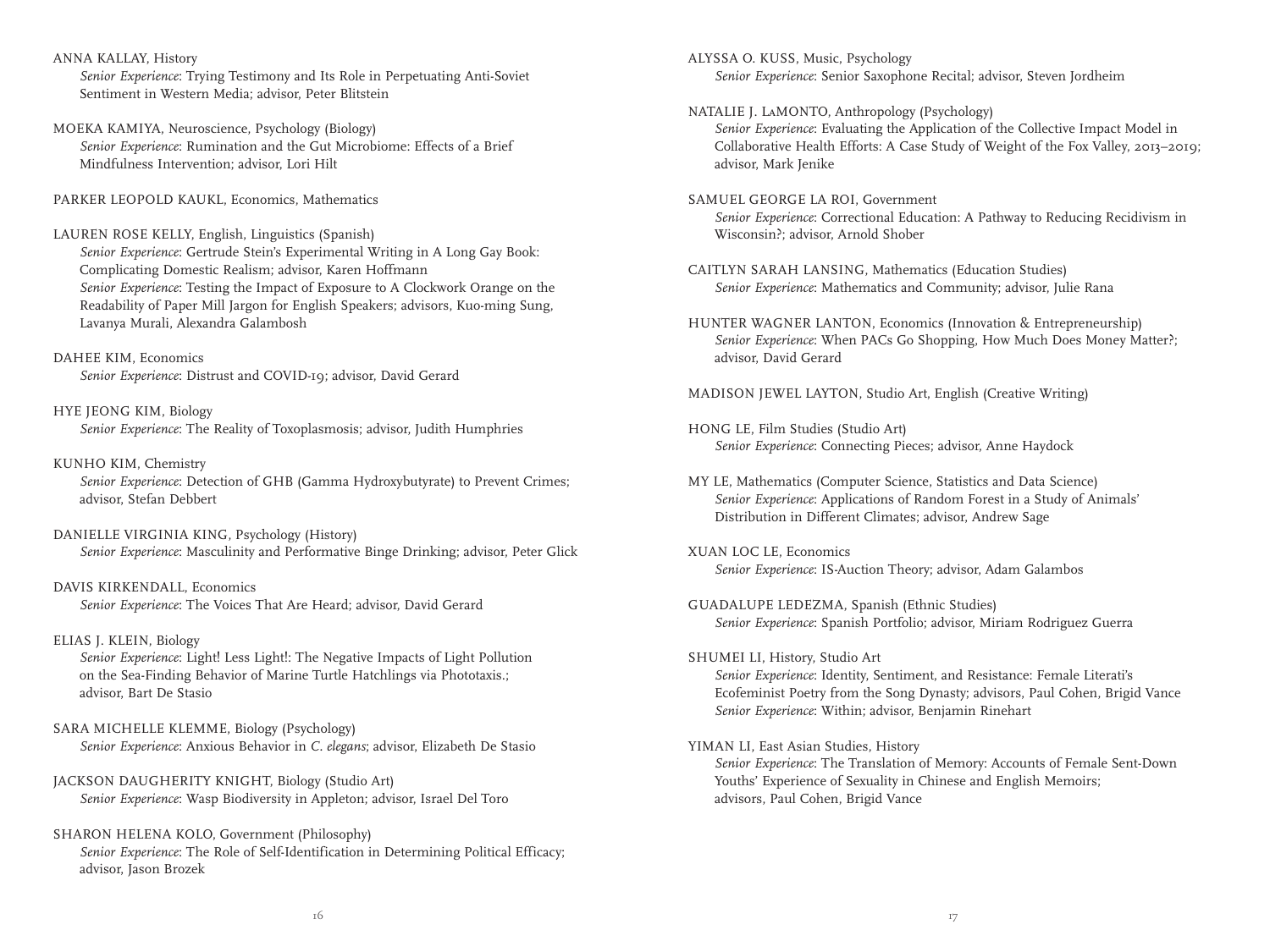ANNA KALLAY, History
*Senior Experience*: Trying Testimony and Its Role in Perpetuating Anti-Soviet Sentiment in Western Media; advisor, Peter Blitstein

MOEKA KAMIYA, Neuroscience, Psychology (Biology)
*Senior Experience*: Rumination and the Gut Microbiome: Effects of a Brief Mindfulness Intervention; advisor, Lori Hilt

PARKER LEOPOLD KAUKL, Economics, Mathematics

LAUREN ROSE KELLY, English, Linguistics (Spanish)
*Senior Experience*: Gertrude Stein's Experimental Writing in A Long Gay Book: Complicating Domestic Realism; advisor, Karen Hoffmann
*Senior Experience*: Testing the Impact of Exposure to A Clockwork Orange on the Readability of Paper Mill Jargon for English Speakers; advisors, Kuo-ming Sung, Lavanya Murali, Alexandra Galambosh

DAHEE KIM, Economics
*Senior Experience*: Distrust and COVID-19; advisor, David Gerard

HYE JEONG KIM, Biology
*Senior Experience*: The Reality of Toxoplasmosis; advisor, Judith Humphries

KUNHO KIM, Chemistry
*Senior Experience*: Detection of GHB (Gamma Hydroxybutyrate) to Prevent Crimes; advisor, Stefan Debbert

DANIELLE VIRGINIA KING, Psychology (History)
*Senior Experience*: Masculinity and Performative Binge Drinking; advisor, Peter Glick

DAVIS KIRKENDALL, Economics
*Senior Experience*: The Voices That Are Heard; advisor, David Gerard

ELIAS J. KLEIN, Biology
*Senior Experience*: Light! Less Light!: The Negative Impacts of Light Pollution on the Sea-Finding Behavior of Marine Turtle Hatchlings via Phototaxis.; advisor, Bart De Stasio

SARA MICHELLE KLEMME, Biology (Psychology)
*Senior Experience*: Anxious Behavior in *C. elegans*; advisor, Elizabeth De Stasio

JACKSON DAUGHERITY KNIGHT, Biology (Studio Art)
*Senior Experience*: Wasp Biodiversity in Appleton; advisor, Israel Del Toro

SHARON HELENA KOLO, Government (Philosophy)
*Senior Experience*: The Role of Self-Identification in Determining Political Efficacy; advisor, Jason Brozek

ALYSSA O. KUSS, Music, Psychology
*Senior Experience*: Senior Saxophone Recital; advisor, Steven Jordheim

NATALIE J. LaMONTO, Anthropology (Psychology)
*Senior Experience*: Evaluating the Application of the Collective Impact Model in Collaborative Health Efforts: A Case Study of Weight of the Fox Valley, 2013–2019; advisor, Mark Jenike

SAMUEL GEORGE LA ROI, Government
*Senior Experience*: Correctional Education: A Pathway to Reducing Recidivism in Wisconsin?; advisor, Arnold Shober

CAITLYN SARAH LANSING, Mathematics (Education Studies)
*Senior Experience*: Mathematics and Community; advisor, Julie Rana

HUNTER WAGNER LANTON, Economics (Innovation & Entrepreneurship)
*Senior Experience*: When PACs Go Shopping, How Much Does Money Matter?; advisor, David Gerard

MADISON JEWEL LAYTON, Studio Art, English (Creative Writing)

HONG LE, Film Studies (Studio Art)
*Senior Experience*: Connecting Pieces; advisor, Anne Haydock

MY LE, Mathematics (Computer Science, Statistics and Data Science)
*Senior Experience*: Applications of Random Forest in a Study of Animals' Distribution in Different Climates; advisor, Andrew Sage

XUAN LOC LE, Economics
*Senior Experience*: IS-Auction Theory; advisor, Adam Galambos

GUADALUPE LEDEZMA, Spanish (Ethnic Studies)
*Senior Experience*: Spanish Portfolio; advisor, Miriam Rodriguez Guerra

SHUMEI LI, History, Studio Art
*Senior Experience*: Identity, Sentiment, and Resistance: Female Literati's Ecofeminist Poetry from the Song Dynasty; advisors, Paul Cohen, Brigid Vance
*Senior Experience*: Within; advisor, Benjamin Rinehart

YIMAN LI, East Asian Studies, History
*Senior Experience*: The Translation of Memory: Accounts of Female Sent-Down Youths' Experience of Sexuality in Chinese and English Memoirs; advisors, Paul Cohen, Brigid Vance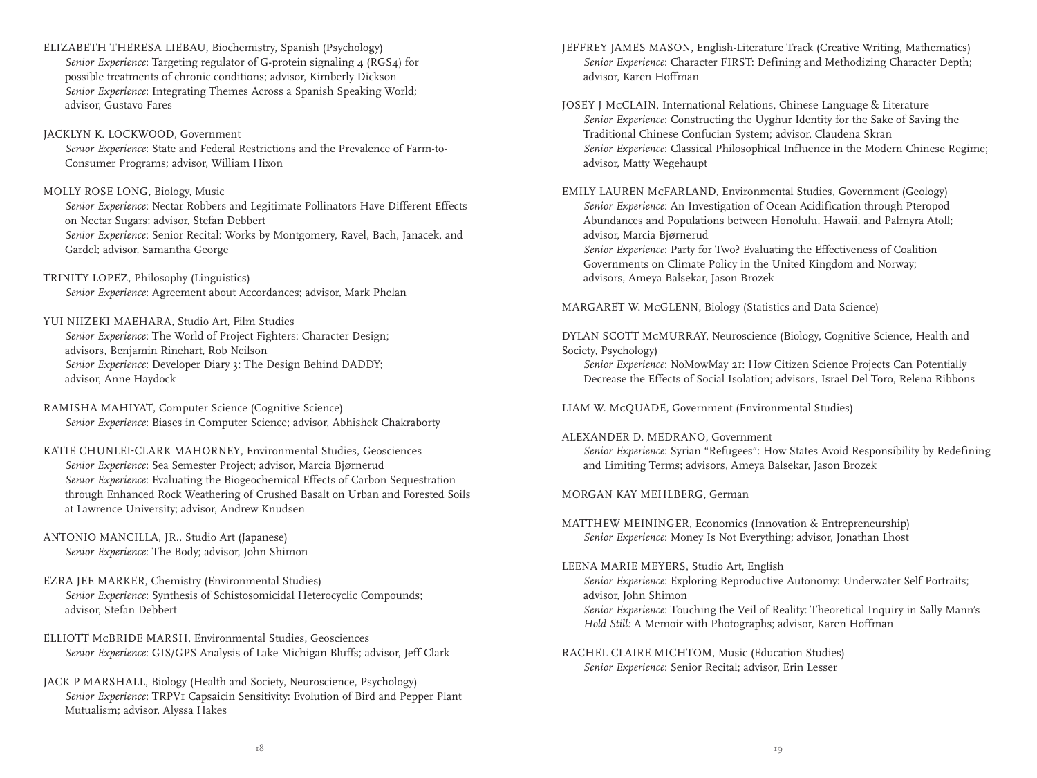ELIZABETH THERESA LIEBAU, Biochemistry, Spanish (Psychology)
*Senior Experience*: Targeting regulator of G-protein signaling 4 (RGS4) for possible treatments of chronic conditions; advisor, Kimberly Dickson
*Senior Experience*: Integrating Themes Across a Spanish Speaking World; advisor, Gustavo Fares

JACKLYN K. LOCKWOOD, Government
*Senior Experience*: State and Federal Restrictions and the Prevalence of Farm-to-Consumer Programs; advisor, William Hixon

MOLLY ROSE LONG, Biology, Music
*Senior Experience*: Nectar Robbers and Legitimate Pollinators Have Different Effects on Nectar Sugars; advisor, Stefan Debbert
*Senior Experience*: Senior Recital: Works by Montgomery, Ravel, Bach, Janacek, and Gardel; advisor, Samantha George

TRINITY LOPEZ, Philosophy (Linguistics)
*Senior Experience*: Agreement about Accordances; advisor, Mark Phelan

YUI NIIZEKI MAEHARA, Studio Art, Film Studies
*Senior Experience*: The World of Project Fighters: Character Design; advisors, Benjamin Rinehart, Rob Neilson
*Senior Experience*: Developer Diary 3: The Design Behind DADDY; advisor, Anne Haydock

RAMISHA MAHIYAT, Computer Science (Cognitive Science)
*Senior Experience*: Biases in Computer Science; advisor, Abhishek Chakraborty

KATIE CHUNLEI-CLARK MAHORNEY, Environmental Studies, Geosciences
*Senior Experience*: Sea Semester Project; advisor, Marcia Bjørnerud
*Senior Experience*: Evaluating the Biogeochemical Effects of Carbon Sequestration through Enhanced Rock Weathering of Crushed Basalt on Urban and Forested Soils at Lawrence University; advisor, Andrew Knudsen

ANTONIO MANCILLA, JR., Studio Art (Japanese)
*Senior Experience*: The Body; advisor, John Shimon

EZRA JEE MARKER, Chemistry (Environmental Studies)
*Senior Experience*: Synthesis of Schistosomicidal Heterocyclic Compounds; advisor, Stefan Debbert

ELLIOTT McBRIDE MARSH, Environmental Studies, Geosciences
*Senior Experience*: GIS/GPS Analysis of Lake Michigan Bluffs; advisor, Jeff Clark

JACK P MARSHALL, Biology (Health and Society, Neuroscience, Psychology)
*Senior Experience*: TRPV1 Capsaicin Sensitivity: Evolution of Bird and Pepper Plant Mutualism; advisor, Alyssa Hakes

JEFFREY JAMES MASON, English-Literature Track (Creative Writing, Mathematics)
*Senior Experience*: Character FIRST: Defining and Methodizing Character Depth; advisor, Karen Hoffman

JOSEY J McCLAIN, International Relations, Chinese Language & Literature
*Senior Experience*: Constructing the Uyghur Identity for the Sake of Saving the Traditional Chinese Confucian System; advisor, Claudena Skran
*Senior Experience*: Classical Philosophical Influence in the Modern Chinese Regime; advisor, Matty Wegehaupt

EMILY LAUREN McFARLAND, Environmental Studies, Government (Geology)
*Senior Experience*: An Investigation of Ocean Acidification through Pteropod Abundances and Populations between Honolulu, Hawaii, and Palmyra Atoll; advisor, Marcia Bjørnerud
*Senior Experience*: Party for Two? Evaluating the Effectiveness of Coalition Governments on Climate Policy in the United Kingdom and Norway; advisors, Ameya Balsekar, Jason Brozek

MARGARET W. McGLENN, Biology (Statistics and Data Science)

DYLAN SCOTT McMURRAY, Neuroscience (Biology, Cognitive Science, Health and Society, Psychology)
*Senior Experience*: NoMowMay 21: How Citizen Science Projects Can Potentially Decrease the Effects of Social Isolation; advisors, Israel Del Toro, Relena Ribbons

LIAM W. McQUADE, Government (Environmental Studies)

ALEXANDER D. MEDRANO, Government
*Senior Experience*: Syrian "Refugees": How States Avoid Responsibility by Redefining and Limiting Terms; advisors, Ameya Balsekar, Jason Brozek

MORGAN KAY MEHLBERG, German

MATTHEW MEININGER, Economics (Innovation & Entrepreneurship)
*Senior Experience*: Money Is Not Everything; advisor, Jonathan Lhost

LEENA MARIE MEYERS, Studio Art, English
*Senior Experience*: Exploring Reproductive Autonomy: Underwater Self Portraits; advisor, John Shimon
*Senior Experience*: Touching the Veil of Reality: Theoretical Inquiry in Sally Mann's *Hold Still:* A Memoir with Photographs; advisor, Karen Hoffman

RACHEL CLAIRE MICHTOM, Music (Education Studies)
*Senior Experience*: Senior Recital; advisor, Erin Lesser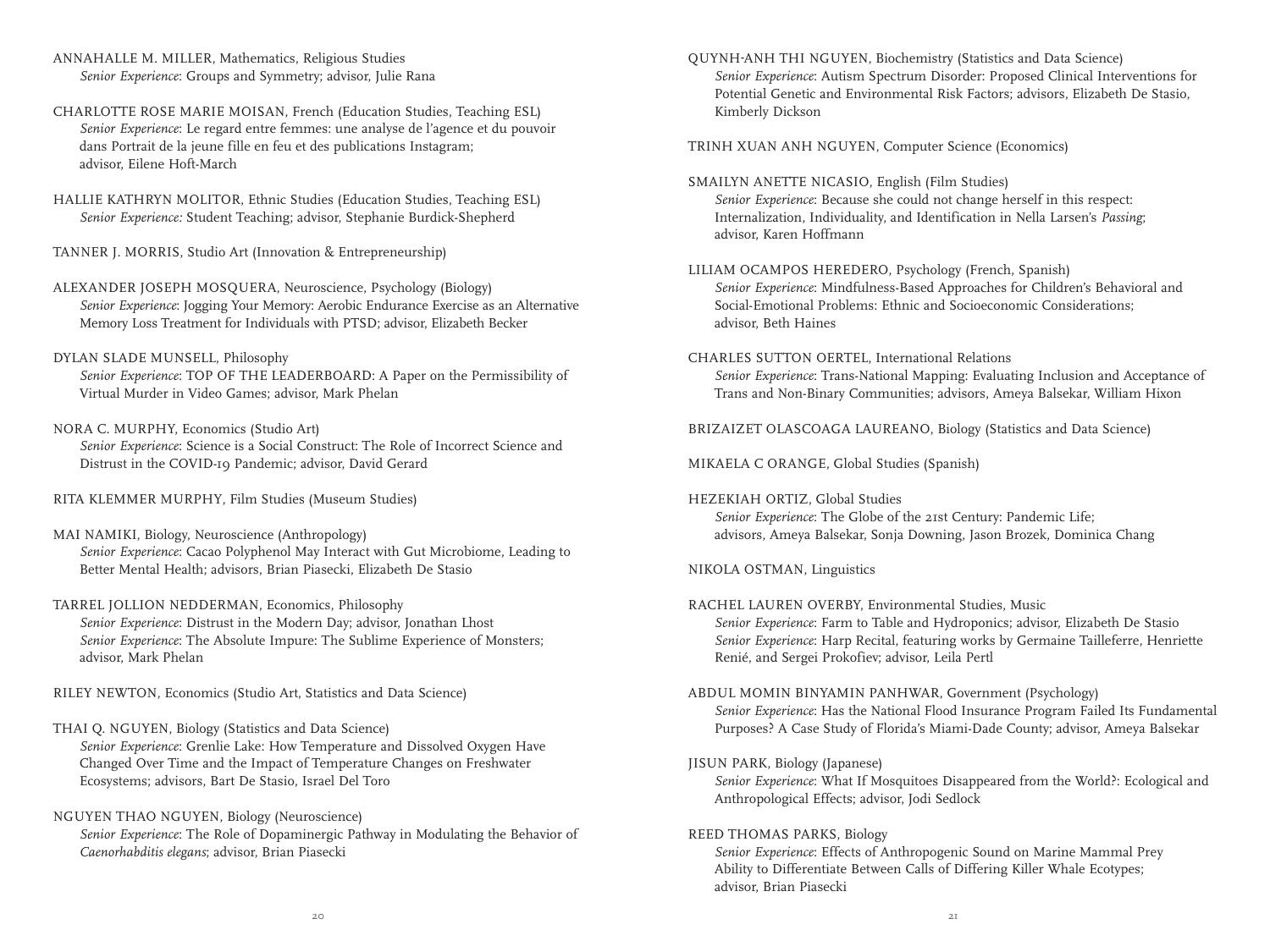ANNAHALLE M. MILLER, Mathematics, Religious Studies
*Senior Experience*: Groups and Symmetry; advisor, Julie Rana

CHARLOTTE ROSE MARIE MOISAN, French (Education Studies, Teaching ESL)
*Senior Experience*: Le regard entre femmes: une analyse de l'agence et du pouvoir dans Portrait de la jeune fille en feu et des publications Instagram; advisor, Eilene Hoft-March

HALLIE KATHRYN MOLITOR, Ethnic Studies (Education Studies, Teaching ESL)
*Senior Experience:* Student Teaching; advisor, Stephanie Burdick-Shepherd

TANNER J. MORRIS, Studio Art (Innovation & Entrepreneurship)

ALEXANDER JOSEPH MOSQUERA, Neuroscience, Psychology (Biology)
*Senior Experience*: Jogging Your Memory: Aerobic Endurance Exercise as an Alternative Memory Loss Treatment for Individuals with PTSD; advisor, Elizabeth Becker

DYLAN SLADE MUNSELL, Philosophy
*Senior Experience*: TOP OF THE LEADERBOARD: A Paper on the Permissibility of Virtual Murder in Video Games; advisor, Mark Phelan

NORA C. MURPHY, Economics (Studio Art)
*Senior Experience*: Science is a Social Construct: The Role of Incorrect Science and Distrust in the COVID-19 Pandemic; advisor, David Gerard

RITA KLEMMER MURPHY, Film Studies (Museum Studies)

MAI NAMIKI, Biology, Neuroscience (Anthropology)
*Senior Experience*: Cacao Polyphenol May Interact with Gut Microbiome, Leading to Better Mental Health; advisors, Brian Piasecki, Elizabeth De Stasio

TARREL JOLLION NEDDERMAN, Economics, Philosophy
*Senior Experience*: Distrust in the Modern Day; advisor, Jonathan Lhost
*Senior Experience*: The Absolute Impure: The Sublime Experience of Monsters; advisor, Mark Phelan

RILEY NEWTON, Economics (Studio Art, Statistics and Data Science)

THAI Q. NGUYEN, Biology (Statistics and Data Science)
*Senior Experience*: Grenlie Lake: How Temperature and Dissolved Oxygen Have Changed Over Time and the Impact of Temperature Changes on Freshwater Ecosystems; advisors, Bart De Stasio, Israel Del Toro

NGUYEN THAO NGUYEN, Biology (Neuroscience)
*Senior Experience*: The Role of Dopaminergic Pathway in Modulating the Behavior of *Caenorhabditis elegans*; advisor, Brian Piasecki

QUYNH-ANH THI NGUYEN, Biochemistry (Statistics and Data Science)
*Senior Experience*: Autism Spectrum Disorder: Proposed Clinical Interventions for Potential Genetic and Environmental Risk Factors; advisors, Elizabeth De Stasio, Kimberly Dickson

TRINH XUAN ANH NGUYEN, Computer Science (Economics)

SMAILYN ANETTE NICASIO, English (Film Studies)
*Senior Experience*: Because she could not change herself in this respect: Internalization, Individuality, and Identification in Nella Larsen's *Passing*; advisor, Karen Hoffmann

LILIAM OCAMPOS HEREDERO, Psychology (French, Spanish)
*Senior Experience*: Mindfulness-Based Approaches for Children's Behavioral and Social-Emotional Problems: Ethnic and Socioeconomic Considerations; advisor, Beth Haines

CHARLES SUTTON OERTEL, International Relations
*Senior Experience*: Trans-National Mapping: Evaluating Inclusion and Acceptance of Trans and Non-Binary Communities; advisors, Ameya Balsekar, William Hixon

BRIZAIZET OLASCOAGA LAUREANO, Biology (Statistics and Data Science)

MIKAELA C ORANGE, Global Studies (Spanish)

HEZEKIAH ORTIZ, Global Studies
*Senior Experience*: The Globe of the 21st Century: Pandemic Life; advisors, Ameya Balsekar, Sonja Downing, Jason Brozek, Dominica Chang

NIKOLA OSTMAN, Linguistics

RACHEL LAUREN OVERBY, Environmental Studies, Music
*Senior Experience*: Farm to Table and Hydroponics; advisor, Elizabeth De Stasio
*Senior Experience*: Harp Recital, featuring works by Germaine Tailleferre, Henriette Renié, and Sergei Prokofiev; advisor, Leila Pertl

ABDUL MOMIN BINYAMIN PANHWAR, Government (Psychology)
*Senior Experience*: Has the National Flood Insurance Program Failed Its Fundamental Purposes? A Case Study of Florida's Miami-Dade County; advisor, Ameya Balsekar

JISUN PARK, Biology (Japanese)
*Senior Experience*: What If Mosquitoes Disappeared from the World?: Ecological and Anthropological Effects; advisor, Jodi Sedlock

REED THOMAS PARKS, Biology
*Senior Experience*: Effects of Anthropogenic Sound on Marine Mammal Prey Ability to Differentiate Between Calls of Differing Killer Whale Ecotypes; advisor, Brian Piasecki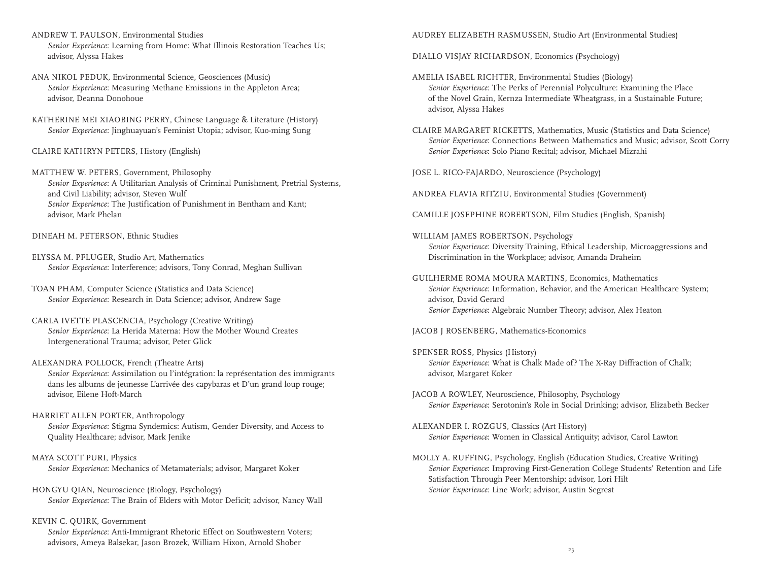ANDREW T. PAULSON, Environmental Studies
*Senior Experience*: Learning from Home: What Illinois Restoration Teaches Us; advisor, Alyssa Hakes

ANA NIKOL PEDUK, Environmental Science, Geosciences (Music)
*Senior Experience*: Measuring Methane Emissions in the Appleton Area; advisor, Deanna Donohoue

KATHERINE MEI XIAOBING PERRY, Chinese Language & Literature (History)
*Senior Experience*: Jinghuayuan's Feminist Utopia; advisor, Kuo-ming Sung

CLAIRE KATHRYN PETERS, History (English)

MATTHEW W. PETERS, Government, Philosophy
*Senior Experience*: A Utilitarian Analysis of Criminal Punishment, Pretrial Systems, and Civil Liability; advisor, Steven Wulf
*Senior Experience*: The Justification of Punishment in Bentham and Kant; advisor, Mark Phelan

DINEAH M. PETERSON, Ethnic Studies

ELYSSA M. PFLUGER, Studio Art, Mathematics
*Senior Experience*: Interference; advisors, Tony Conrad, Meghan Sullivan

TOAN PHAM, Computer Science (Statistics and Data Science)
*Senior Experience*: Research in Data Science; advisor, Andrew Sage

CARLA IVETTE PLASCENCIA, Psychology (Creative Writing)
*Senior Experience*: La Herida Materna: How the Mother Wound Creates Intergenerational Trauma; advisor, Peter Glick

ALEXANDRA POLLOCK, French (Theatre Arts)
*Senior Experience*: Assimilation ou l'intégration: la représentation des immigrants dans les albums de jeunesse L'arrivée des capybaras et D'un grand loup rouge; advisor, Eilene Hoft-March

HARRIET ALLEN PORTER, Anthropology
*Senior Experience*: Stigma Syndemics: Autism, Gender Diversity, and Access to Quality Healthcare; advisor, Mark Jenike

MAYA SCOTT PURI, Physics
*Senior Experience*: Mechanics of Metamaterials; advisor, Margaret Koker

HONGYU QIAN, Neuroscience (Biology, Psychology)
*Senior Experience*: The Brain of Elders with Motor Deficit; advisor, Nancy Wall

KEVIN C. QUIRK, Government
*Senior Experience*: Anti-Immigrant Rhetoric Effect on Southwestern Voters; advisors, Ameya Balsekar, Jason Brozek, William Hixon, Arnold Shober

AUDREY ELIZABETH RASMUSSEN, Studio Art (Environmental Studies)

DIALLO VISJAY RICHARDSON, Economics (Psychology)

AMELIA ISABEL RICHTER, Environmental Studies (Biology)
*Senior Experience*: The Perks of Perennial Polyculture: Examining the Place of the Novel Grain, Kernza Intermediate Wheatgrass, in a Sustainable Future; advisor, Alyssa Hakes

CLAIRE MARGARET RICKETTS, Mathematics, Music (Statistics and Data Science)
*Senior Experience*: Connections Between Mathematics and Music; advisor, Scott Corry
*Senior Experience*: Solo Piano Recital; advisor, Michael Mizrahi

JOSE L. RICO-FAJARDO, Neuroscience (Psychology)

ANDREA FLAVIA RITZIU, Environmental Studies (Government)

CAMILLE JOSEPHINE ROBERTSON, Film Studies (English, Spanish)

WILLIAM JAMES ROBERTSON, Psychology
*Senior Experience*: Diversity Training, Ethical Leadership, Microaggressions and Discrimination in the Workplace; advisor, Amanda Draheim

GUILHERME ROMA MOURA MARTINS, Economics, Mathematics
*Senior Experience*: Information, Behavior, and the American Healthcare System; advisor, David Gerard
*Senior Experience*: Algebraic Number Theory; advisor, Alex Heaton

JACOB J ROSENBERG, Mathematics-Economics

SPENSER ROSS, Physics (History)
*Senior Experience*: What is Chalk Made of? The X-Ray Diffraction of Chalk; advisor, Margaret Koker

JACOB A ROWLEY, Neuroscience, Philosophy, Psychology
*Senior Experience*: Serotonin's Role in Social Drinking; advisor, Elizabeth Becker

ALEXANDER I. ROZGUS, Classics (Art History)
*Senior Experience*: Women in Classical Antiquity; advisor, Carol Lawton

MOLLY A. RUFFING, Psychology, English (Education Studies, Creative Writing)
*Senior Experience*: Improving First-Generation College Students' Retention and Life Satisfaction Through Peer Mentorship; advisor, Lori Hilt
*Senior Experience*: Line Work; advisor, Austin Segrest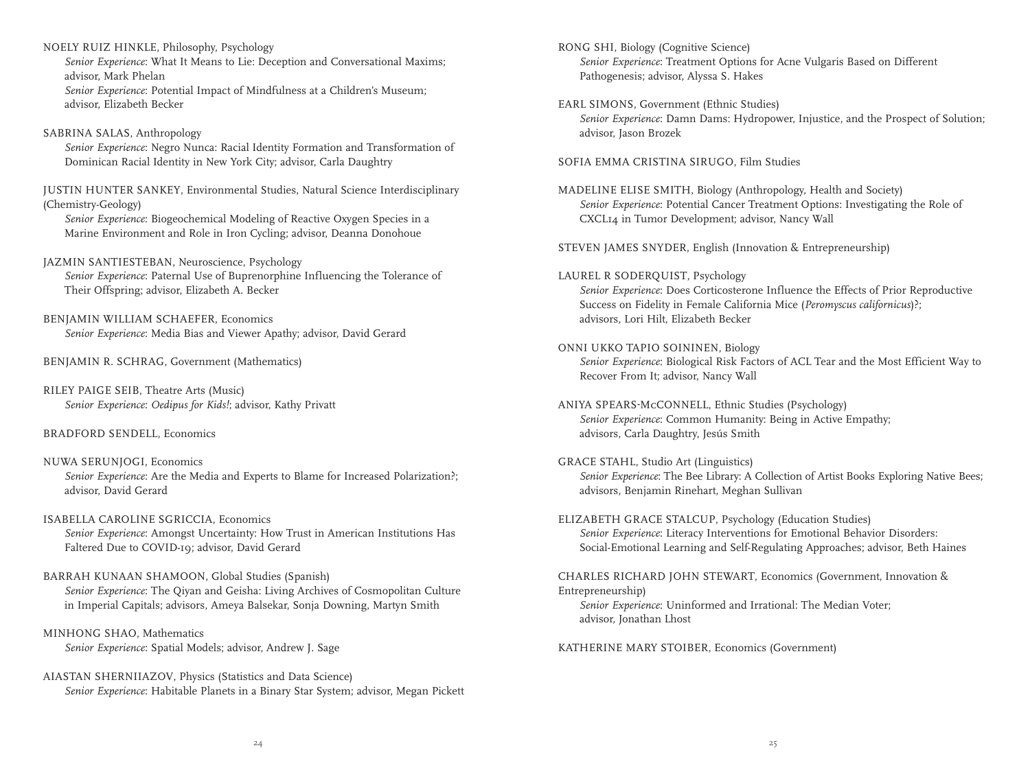NOELY RUIZ HINKLE, Philosophy, Psychology
*Senior Experience*: What It Means to Lie: Deception and Conversational Maxims; advisor, Mark Phelan
*Senior Experience*: Potential Impact of Mindfulness at a Children's Museum; advisor, Elizabeth Becker

SABRINA SALAS, Anthropology
*Senior Experience*: Negro Nunca: Racial Identity Formation and Transformation of Dominican Racial Identity in New York City; advisor, Carla Daughtry

JUSTIN HUNTER SANKEY, Environmental Studies, Natural Science Interdisciplinary (Chemistry-Geology)
*Senior Experience*: Biogeochemical Modeling of Reactive Oxygen Species in a Marine Environment and Role in Iron Cycling; advisor, Deanna Donohoue

JAZMIN SANTIESTEBAN, Neuroscience, Psychology
*Senior Experience*: Paternal Use of Buprenorphine Influencing the Tolerance of Their Offspring; advisor, Elizabeth A. Becker

BENJAMIN WILLIAM SCHAEFER, Economics
*Senior Experience*: Media Bias and Viewer Apathy; advisor, David Gerard

BENJAMIN R. SCHRAG, Government (Mathematics)

RILEY PAIGE SEIB, Theatre Arts (Music)
*Senior Experience*: *Oedipus for Kids!*; advisor, Kathy Privatt

BRADFORD SENDELL, Economics

NUWA SERUNJOGI, Economics
*Senior Experience*: Are the Media and Experts to Blame for Increased Polarization?; advisor, David Gerard

ISABELLA CAROLINE SGRICCIA, Economics
*Senior Experience*: Amongst Uncertainty: How Trust in American Institutions Has Faltered Due to COVID-19; advisor, David Gerard

BARRAH KUNAAN SHAMOON, Global Studies (Spanish)
*Senior Experience*: The Qiyan and Geisha: Living Archives of Cosmopolitan Culture in Imperial Capitals; advisors, Ameya Balsekar, Sonja Downing, Martyn Smith

MINHONG SHAO, Mathematics
*Senior Experience*: Spatial Models; advisor, Andrew J. Sage

AIASTAN SHERNIIAZOV, Physics (Statistics and Data Science)
*Senior Experience*: Habitable Planets in a Binary Star System; advisor, Megan Pickett

RONG SHI, Biology (Cognitive Science)
*Senior Experience*: Treatment Options for Acne Vulgaris Based on Different Pathogenesis; advisor, Alyssa S. Hakes

EARL SIMONS, Government (Ethnic Studies)
*Senior Experience*: Damn Dams: Hydropower, Injustice, and the Prospect of Solution; advisor, Jason Brozek

SOFIA EMMA CRISTINA SIRUGO, Film Studies

MADELINE ELISE SMITH, Biology (Anthropology, Health and Society)
*Senior Experience*: Potential Cancer Treatment Options: Investigating the Role of CXCL14 in Tumor Development; advisor, Nancy Wall

STEVEN JAMES SNYDER, English (Innovation & Entrepreneurship)

LAUREL R SODERQUIST, Psychology
*Senior Experience*: Does Corticosterone Influence the Effects of Prior Reproductive Success on Fidelity in Female California Mice (*Peromyscus californicus*)?; advisors, Lori Hilt, Elizabeth Becker

ONNI UKKO TAPIO SOININEN, Biology
*Senior Experience*: Biological Risk Factors of ACL Tear and the Most Efficient Way to Recover From It; advisor, Nancy Wall

ANIYA SPEARS-McCONNELL, Ethnic Studies (Psychology)
*Senior Experience*: Common Humanity: Being in Active Empathy; advisors, Carla Daughtry, Jesús Smith

GRACE STAHL, Studio Art (Linguistics)
*Senior Experience*: The Bee Library: A Collection of Artist Books Exploring Native Bees; advisors, Benjamin Rinehart, Meghan Sullivan

ELIZABETH GRACE STALCUP, Psychology (Education Studies)
*Senior Experience*: Literacy Interventions for Emotional Behavior Disorders: Social-Emotional Learning and Self-Regulating Approaches; advisor, Beth Haines

CHARLES RICHARD JOHN STEWART, Economics (Government, Innovation & Entrepreneurship)
*Senior Experience*: Uninformed and Irrational: The Median Voter; advisor, Jonathan Lhost

KATHERINE MARY STOIBER, Economics (Government)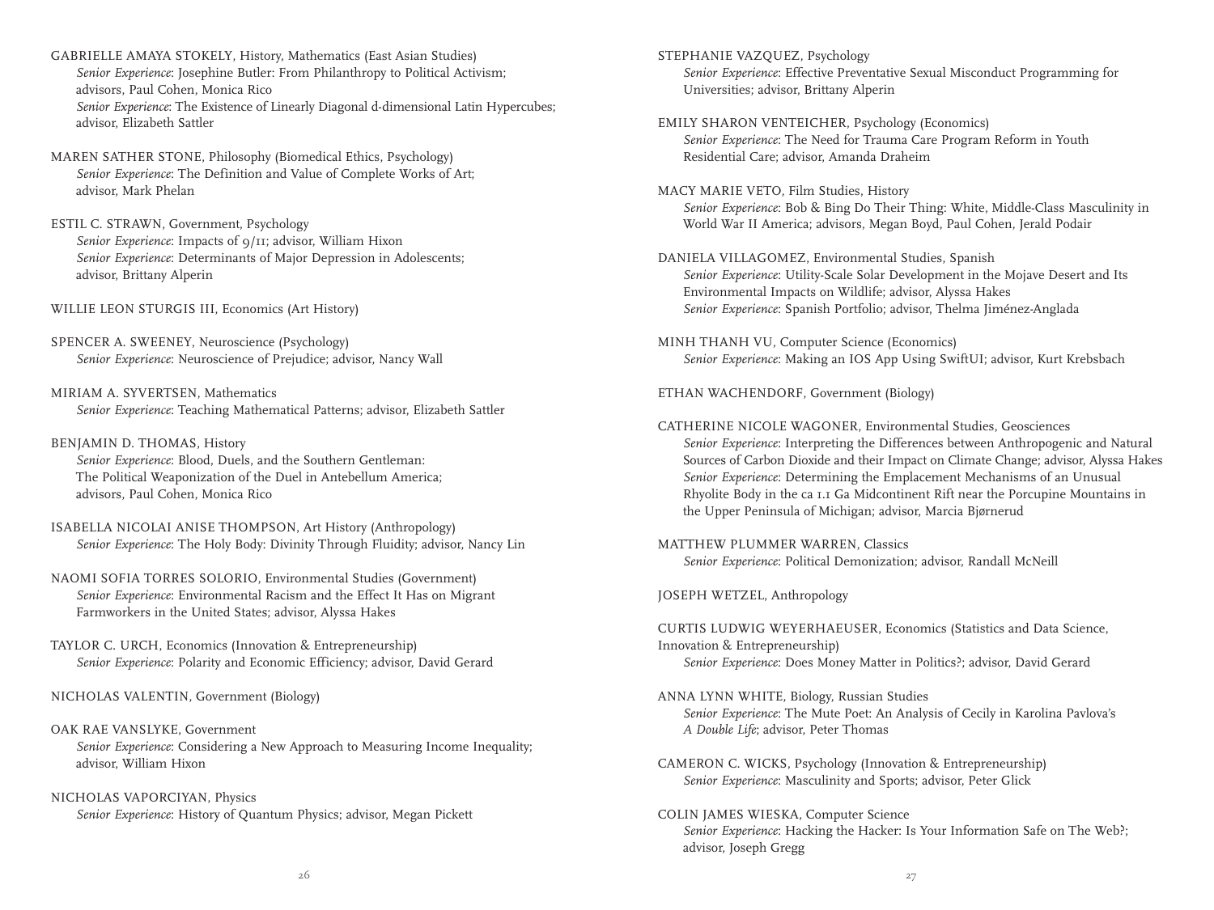GABRIELLE AMAYA STOKELY, History, Mathematics (East Asian Studies)
*Senior Experience*: Josephine Butler: From Philanthropy to Political Activism; advisors, Paul Cohen, Monica Rico
*Senior Experience*: The Existence of Linearly Diagonal d-dimensional Latin Hypercubes; advisor, Elizabeth Sattler

MAREN SATHER STONE, Philosophy (Biomedical Ethics, Psychology)
*Senior Experience*: The Definition and Value of Complete Works of Art; advisor, Mark Phelan

ESTIL C. STRAWN, Government, Psychology
*Senior Experience*: Impacts of 9/11; advisor, William Hixon
*Senior Experience*: Determinants of Major Depression in Adolescents; advisor, Brittany Alperin

WILLIE LEON STURGIS III, Economics (Art History)

SPENCER A. SWEENEY, Neuroscience (Psychology)
*Senior Experience*: Neuroscience of Prejudice; advisor, Nancy Wall

MIRIAM A. SYVERTSEN, Mathematics
*Senior Experience*: Teaching Mathematical Patterns; advisor, Elizabeth Sattler

BENJAMIN D. THOMAS, History
*Senior Experience*: Blood, Duels, and the Southern Gentleman: The Political Weaponization of the Duel in Antebellum America; advisors, Paul Cohen, Monica Rico

ISABELLA NICOLAI ANISE THOMPSON, Art History (Anthropology)
*Senior Experience*: The Holy Body: Divinity Through Fluidity; advisor, Nancy Lin

NAOMI SOFIA TORRES SOLORIO, Environmental Studies (Government)
*Senior Experience*: Environmental Racism and the Effect It Has on Migrant Farmworkers in the United States; advisor, Alyssa Hakes

TAYLOR C. URCH, Economics (Innovation & Entrepreneurship)
*Senior Experience*: Polarity and Economic Efficiency; advisor, David Gerard

NICHOLAS VALENTIN, Government (Biology)

OAK RAE VANSLYKE, Government
*Senior Experience*: Considering a New Approach to Measuring Income Inequality; advisor, William Hixon

NICHOLAS VAPORCIYAN, Physics
*Senior Experience*: History of Quantum Physics; advisor, Megan Pickett

STEPHANIE VAZQUEZ, Psychology
*Senior Experience*: Effective Preventative Sexual Misconduct Programming for Universities; advisor, Brittany Alperin

EMILY SHARON VENTEICHER, Psychology (Economics)
*Senior Experience*: The Need for Trauma Care Program Reform in Youth Residential Care; advisor, Amanda Draheim

MACY MARIE VETO, Film Studies, History
*Senior Experience*: Bob & Bing Do Their Thing: White, Middle-Class Masculinity in World War II America; advisors, Megan Boyd, Paul Cohen, Jerald Podair

DANIELA VILLAGOMEZ, Environmental Studies, Spanish
*Senior Experience*: Utility-Scale Solar Development in the Mojave Desert and Its Environmental Impacts on Wildlife; advisor, Alyssa Hakes
*Senior Experience*: Spanish Portfolio; advisor, Thelma Jiménez-Anglada

MINH THANH VU, Computer Science (Economics)
*Senior Experience*: Making an IOS App Using SwiftUI; advisor, Kurt Krebsbach

ETHAN WACHENDORF, Government (Biology)

CATHERINE NICOLE WAGONER, Environmental Studies, Geosciences
*Senior Experience*: Interpreting the Differences between Anthropogenic and Natural Sources of Carbon Dioxide and their Impact on Climate Change; advisor, Alyssa Hakes
*Senior Experience*: Determining the Emplacement Mechanisms of an Unusual Rhyolite Body in the ca 1.1 Ga Midcontinent Rift near the Porcupine Mountains in the Upper Peninsula of Michigan; advisor, Marcia Bjørnerud

MATTHEW PLUMMER WARREN, Classics
*Senior Experience*: Political Demonization; advisor, Randall McNeill

JOSEPH WETZEL, Anthropology

CURTIS LUDWIG WEYERHAEUSER, Economics (Statistics and Data Science, Innovation & Entrepreneurship)
*Senior Experience*: Does Money Matter in Politics?; advisor, David Gerard

ANNA LYNN WHITE, Biology, Russian Studies
*Senior Experience*: The Mute Poet: An Analysis of Cecily in Karolina Pavlova's *A Double Life*; advisor, Peter Thomas

CAMERON C. WICKS, Psychology (Innovation & Entrepreneurship)
*Senior Experience*: Masculinity and Sports; advisor, Peter Glick

COLIN JAMES WIESKA, Computer Science
*Senior Experience*: Hacking the Hacker: Is Your Information Safe on The Web?; advisor, Joseph Gregg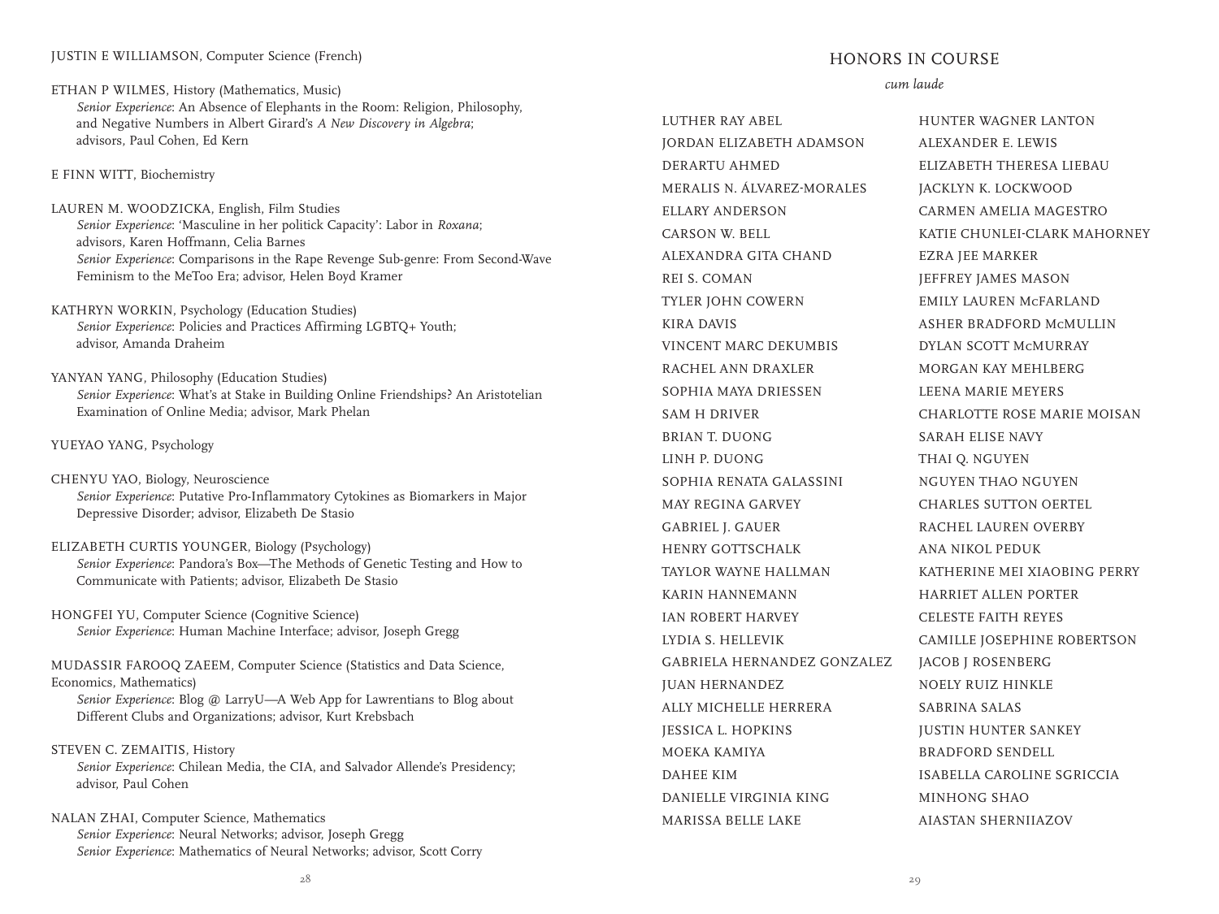JUSTIN E WILLIAMSON, Computer Science (French)

ETHAN P WILMES, History (Mathematics, Music)
*Senior Experience*: An Absence of Elephants in the Room: Religion, Philosophy, and Negative Numbers in Albert Girard's *A New Discovery in Algebra*; advisors, Paul Cohen, Ed Kern

E FINN WITT, Biochemistry

LAUREN M. WOODZICKA, English, Film Studies
*Senior Experience*: 'Masculine in her politick Capacity': Labor in *Roxana*; advisors, Karen Hoffmann, Celia Barnes
*Senior Experience*: Comparisons in the Rape Revenge Sub-genre: From Second-Wave Feminism to the MeToo Era; advisor, Helen Boyd Kramer

KATHRYN WORKIN, Psychology (Education Studies)
*Senior Experience*: Policies and Practices Affirming LGBTQ+ Youth; advisor, Amanda Draheim

YANYAN YANG, Philosophy (Education Studies)
*Senior Experience*: What's at Stake in Building Online Friendships? An Aristotelian Examination of Online Media; advisor, Mark Phelan

YUEYAO YANG, Psychology

CHENYU YAO, Biology, Neuroscience
*Senior Experience*: Putative Pro-Inflammatory Cytokines as Biomarkers in Major Depressive Disorder; advisor, Elizabeth De Stasio

ELIZABETH CURTIS YOUNGER, Biology (Psychology)
*Senior Experience*: Pandora's Box—The Methods of Genetic Testing and How to Communicate with Patients; advisor, Elizabeth De Stasio

HONGFEI YU, Computer Science (Cognitive Science)
*Senior Experience*: Human Machine Interface; advisor, Joseph Gregg

MUDASSIR FAROOQ ZAEEM, Computer Science (Statistics and Data Science, Economics, Mathematics)
*Senior Experience*: Blog @ LarryU—A Web App for Lawrentians to Blog about Different Clubs and Organizations; advisor, Kurt Krebsbach

STEVEN C. ZEMAITIS, History
*Senior Experience*: Chilean Media, the CIA, and Salvador Allende's Presidency; advisor, Paul Cohen

NALAN ZHAI, Computer Science, Mathematics
*Senior Experience*: Neural Networks; advisor, Joseph Gregg
*Senior Experience*: Mathematics of Neural Networks; advisor, Scott Corry

## HONORS IN COURSE

*cum laude*

LUTHER RAY ABEL
JORDAN ELIZABETH ADAMSON
DERARTU AHMED
MERALIS N. ÁLVAREZ-MORALES
ELLARY ANDERSON
CARSON W. BELL
ALEXANDRA GITA CHAND
REI S. COMAN
TYLER JOHN COWERN
KIRA DAVIS
VINCENT MARC DEKUMBIS
RACHEL ANN DRAXLER
SOPHIA MAYA DRIESSEN
SAM H DRIVER
BRIAN T. DUONG
LINH P. DUONG
SOPHIA RENATA GALASSINI
MAY REGINA GARVEY
GABRIEL J. GAUER
HENRY GOTTSCHALK
TAYLOR WAYNE HALLMAN
KARIN HANNEMANN
IAN ROBERT HARVEY
LYDIA S. HELLEVIK
GABRIELA HERNANDEZ GONZALEZ
JUAN HERNANDEZ
ALLY MICHELLE HERRERA
JESSICA L. HOPKINS
MOEKA KAMIYA
DAHEE KIM
DANIELLE VIRGINIA KING
MARISSA BELLE LAKE
HUNTER WAGNER LANTON
ALEXANDER E. LEWIS
ELIZABETH THERESA LIEBAU
JACKLYN K. LOCKWOOD
CARMEN AMELIA MAGESTRO
KATIE CHUNLEI-CLARK MAHORNEY
EZRA JEE MARKER
JEFFREY JAMES MASON
EMILY LAUREN McFARLAND
ASHER BRADFORD McMULLIN
DYLAN SCOTT McMURRAY
MORGAN KAY MEHLBERG
LEENA MARIE MEYERS
CHARLOTTE ROSE MARIE MOISAN
SARAH ELISE NAVY
THAI Q. NGUYEN
NGUYEN THAO NGUYEN
CHARLES SUTTON OERTEL
RACHEL LAUREN OVERBY
ANA NIKOL PEDUK
KATHERINE MEI XIAOBING PERRY
HARRIET ALLEN PORTER
CELESTE FAITH REYES
CAMILLE JOSEPHINE ROBERTSON
JACOB J ROSENBERG
NOELY RUIZ HINKLE
SABRINA SALAS
JUSTIN HUNTER SANKEY
BRADFORD SENDELL
ISABELLA CAROLINE SGRICCIA
MINHONG SHAO
AIASTAN SHERNIIAZOV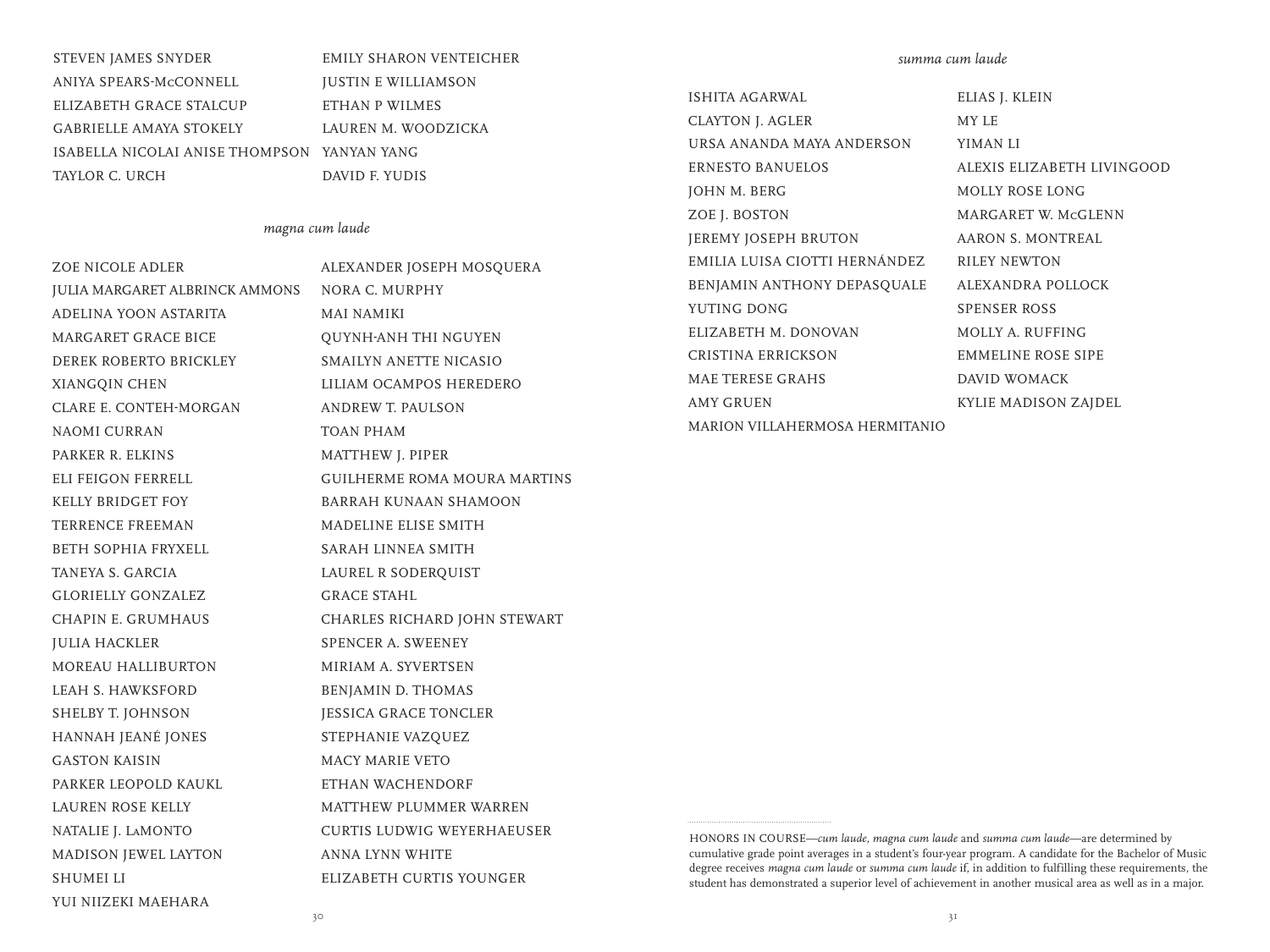STEVEN JAMES SNYDER
ANIYA SPEARS-McCONNELL
ELIZABETH GRACE STALCUP
GABRIELLE AMAYA STOKELY
ISABELLA NICOLAI ANISE THOMPSON
TAYLOR C. URCH
EMILY SHARON VENTEICHER
JUSTIN E WILLIAMSON
ETHAN P WILMES
LAUREN M. WOODZICKA
YANYAN YANG
DAVID F. YUDIS

### *magna cum laude*

ZOE NICOLE ADLER
JULIA MARGARET ALBRINCK AMMONS
ADELINA YOON ASTARITA
MARGARET GRACE BICE
DEREK ROBERTO BRICKLEY
XIANGQIN CHEN
CLARE E. CONTEH-MORGAN
NAOMI CURRAN
PARKER R. ELKINS
ELI FEIGON FERRELL
KELLY BRIDGET FOY
TERRENCE FREEMAN
BETH SOPHIA FRYXELL
TANEYA S. GARCIA
GLORIELLY GONZALEZ
CHAPIN E. GRUMHAUS
JULIA HACKLER
MOREAU HALLIBURTON
LEAH S. HAWKSFORD
SHELBY T. JOHNSON
HANNAH JEANÉ JONES
GASTON KAISIN
PARKER LEOPOLD KAUKL
LAUREN ROSE KELLY
NATALIE J. LaMONTO
MADISON JEWEL LAYTON
SHUMEI LI
YUI NIIZEKI MAEHARA
ALEXANDER JOSEPH MOSQUERA
NORA C. MURPHY
MAI NAMIKI
QUYNH-ANH THI NGUYEN
SMAILYN ANETTE NICASIO
LILIAM OCAMPOS HEREDERO
ANDREW T. PAULSON
TOAN PHAM
MATTHEW J. PIPER
GUILHERME ROMA MOURA MARTINS
BARRAH KUNAAN SHAMOON
MADELINE ELISE SMITH
SARAH LINNEA SMITH
LAUREL R SODERQUIST
GRACE STAHL
CHARLES RICHARD JOHN STEWART
SPENCER A. SWEENEY
MIRIAM A. SYVERTSEN
BENJAMIN D. THOMAS
JESSICA GRACE TONCLER
STEPHANIE VAZQUEZ
MACY MARIE VETO
ETHAN WACHENDORF
MATTHEW PLUMMER WARREN
CURTIS LUDWIG WEYERHAEUSER
ANNA LYNN WHITE
ELIZABETH CURTIS YOUNGER

### *summa cum laude*

ISHITA AGARWAL
CLAYTON J. AGLER
URSA ANANDA MAYA ANDERSON
ERNESTO BANUELOS
JOHN M. BERG
ZOE J. BOSTON
JEREMY JOSEPH BRUTON
EMILIA LUISA CIOTTI HERNÁNDEZ
BENJAMIN ANTHONY DEPASQUALE
YUTING DONG
ELIZABETH M. DONOVAN
CRISTINA ERRICKSON
MAE TERESE GRAHS
AMY GRUEN
MARION VILLAHERMOSA HERMITANIO
ELIAS J. KLEIN
MY LE
YIMAN LI
ALEXIS ELIZABETH LIVINGOOD
MOLLY ROSE LONG
MARGARET W. McGLENN
AARON S. MONTREAL
RILEY NEWTON
ALEXANDRA POLLOCK
SPENSER ROSS
MOLLY A. RUFFING
EMMELINE ROSE SIPE
DAVID WOMACK
KYLIE MADISON ZAJDEL

---

HONORS IN COURSE—*cum laude*, *magna cum laude* and *summa cum laude*—are determined by cumulative grade point averages in a student's four-year program. A candidate for the Bachelor of Music degree receives *magna cum laude* or *summa cum laude* if, in addition to fulfilling these requirements, the student has demonstrated a superior level of achievement in another musical area as well as in a major.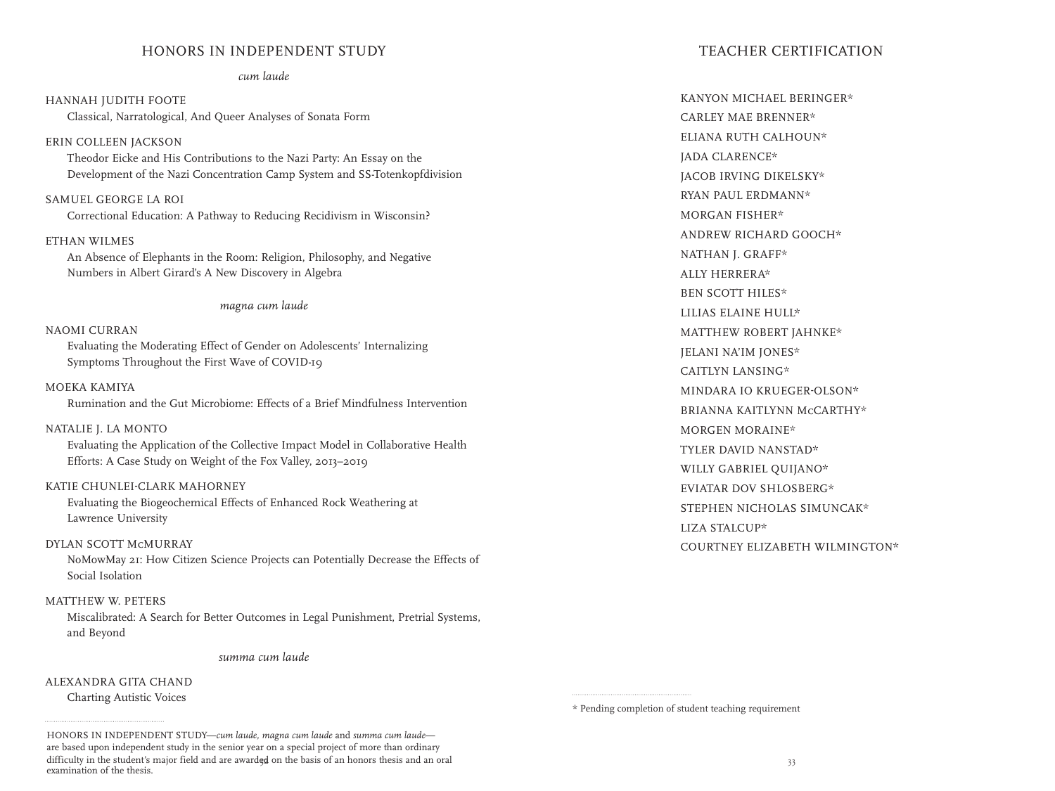## HONORS IN INDEPENDENT STUDY

*cum laude*

HANNAH JUDITH FOOTE
Classical, Narratological, And Queer Analyses of Sonata Form

ERIN COLLEEN JACKSON
Theodor Eicke and His Contributions to the Nazi Party: An Essay on the Development of the Nazi Concentration Camp System and SS-Totenkopfdivision

SAMUEL GEORGE LA ROI
Correctional Education: A Pathway to Reducing Recidivism in Wisconsin?

ETHAN WILMES
An Absence of Elephants in the Room: Religion, Philosophy, and Negative Numbers in Albert Girard's A New Discovery in Algebra

*magna cum laude*

NAOMI CURRAN
Evaluating the Moderating Effect of Gender on Adolescents' Internalizing Symptoms Throughout the First Wave of COVID-19

MOEKA KAMIYA
Rumination and the Gut Microbiome: Effects of a Brief Mindfulness Intervention

NATALIE J. LA MONTO
Evaluating the Application of the Collective Impact Model in Collaborative Health Efforts: A Case Study on Weight of the Fox Valley, 2013–2019

KATIE CHUNLEI-CLARK MAHORNEY
Evaluating the Biogeochemical Effects of Enhanced Rock Weathering at Lawrence University

DYLAN SCOTT McMURRAY
NoMowMay 21: How Citizen Science Projects can Potentially Decrease the Effects of Social Isolation

MATTHEW W. PETERS
Miscalibrated: A Search for Better Outcomes in Legal Punishment, Pretrial Systems, and Beyond

*summa cum laude*

ALEXANDRA GITA CHAND
Charting Autistic Voices

HONORS IN INDEPENDENT STUDY—*cum laude, magna cum laude* and *summa cum laude*—are based upon independent study in the senior year on a special project of more than ordinary difficulty in the student's major field and are awarded on the basis of an honors thesis and an oral examination of the thesis.

## TEACHER CERTIFICATION

KANYON MICHAEL BERINGER*
CARLEY MAE BRENNER*
ELIANA RUTH CALHOUN*
JADA CLARENCE*
JACOB IRVING DIKELSKY*
RYAN PAUL ERDMANN*
MORGAN FISHER*
ANDREW RICHARD GOOCH*
NATHAN J. GRAFF*
ALLY HERRERA*
BEN SCOTT HILES*
LILIAS ELAINE HULL*
MATTHEW ROBERT JAHNKE*
JELANI NA'IM JONES*
CAITLYN LANSING*
MINDARA IO KRUEGER-OLSON*
BRIANNA KAITLYNN McCARTHY*
MORGEN MORAINE*
TYLER DAVID NANSTAD*
WILLY GABRIEL QUIJANO*
EVIATAR DOV SHLOSBERG*
STEPHEN NICHOLAS SIMUNCAK*
LIZA STALCUP*
COURTNEY ELIZABETH WILMINGTON*

\* Pending completion of student teaching requirement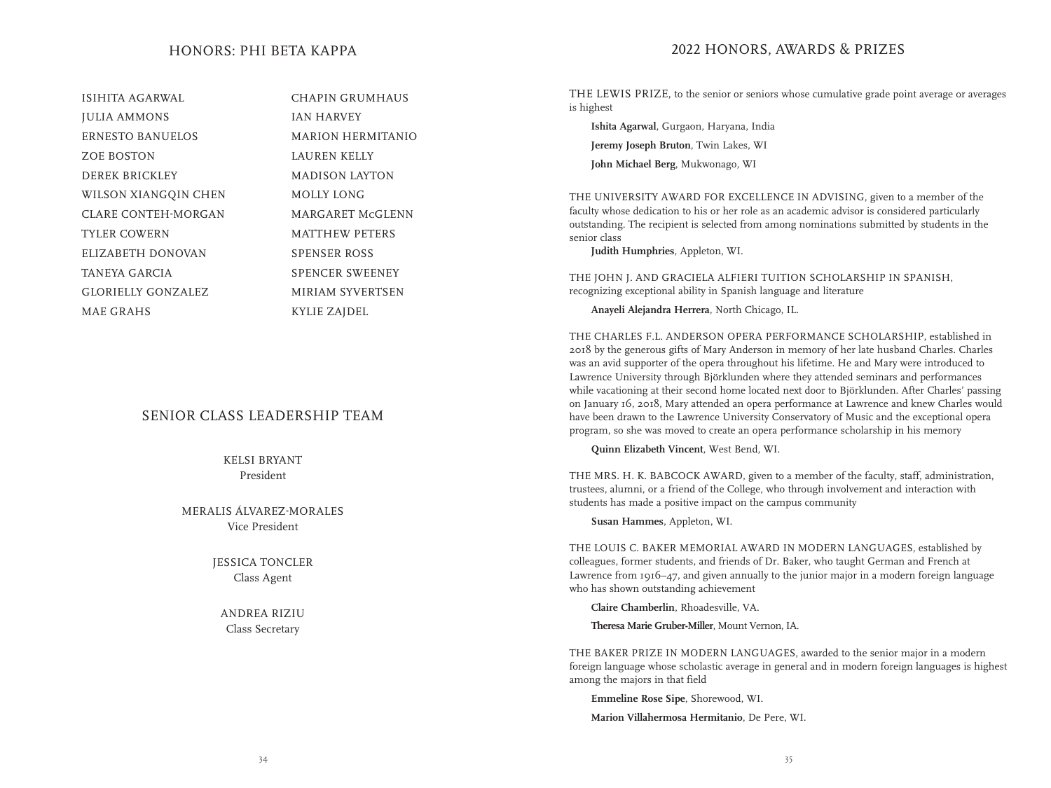## HONORS: PHI BETA KAPPA

ISIHITA AGARWAL
JULIA AMMONS
ERNESTO BANUELOS
ZOE BOSTON
DEREK BRICKLEY
WILSON XIANGQIN CHEN
CLARE CONTEH-MORGAN
TYLER COWERN
ELIZABETH DONOVAN
TANEYA GARCIA
GLORIELLY GONZALEZ
MAE GRAHS
CHAPIN GRUMHAUS
IAN HARVEY
MARION HERMITANIO
LAUREN KELLY
MADISON LAYTON
MOLLY LONG
MARGARET McGLENN
MATTHEW PETERS
SPENSER ROSS
SPENCER SWEENEY
MIRIAM SYVERTSEN
KYLIE ZAJDEL

## SENIOR CLASS LEADERSHIP TEAM

KELSI BRYANT
President

MERALIS ÁLVAREZ-MORALES
Vice President

JESSICA TONCLER
Class Agent

ANDREA RIZIU
Class Secretary

## 2022 HONORS, AWARDS & PRIZES

THE LEWIS PRIZE, to the senior or seniors whose cumulative grade point average or averages is highest

**Ishita Agarwal**, Gurgaon, Haryana, India

**Jeremy Joseph Bruton**, Twin Lakes, WI

**John Michael Berg**, Mukwonago, WI

THE UNIVERSITY AWARD FOR EXCELLENCE IN ADVISING, given to a member of the faculty whose dedication to his or her role as an academic advisor is considered particularly outstanding. The recipient is selected from among nominations submitted by students in the senior class

**Judith Humphries**, Appleton, WI.

THE JOHN J. AND GRACIELA ALFIERI TUITION SCHOLARSHIP IN SPANISH, recognizing exceptional ability in Spanish language and literature

**Anayeli Alejandra Herrera**, North Chicago, IL.

THE CHARLES F.L. ANDERSON OPERA PERFORMANCE SCHOLARSHIP, established in 2018 by the generous gifts of Mary Anderson in memory of her late husband Charles. Charles was an avid supporter of the opera throughout his lifetime. He and Mary were introduced to Lawrence University through Björklunden where they attended seminars and performances while vacationing at their second home located next door to Björklunden. After Charles' passing on January 16, 2018, Mary attended an opera performance at Lawrence and knew Charles would have been drawn to the Lawrence University Conservatory of Music and the exceptional opera program, so she was moved to create an opera performance scholarship in his memory

**Quinn Elizabeth Vincent**, West Bend, WI.

THE MRS. H. K. BABCOCK AWARD, given to a member of the faculty, staff, administration, trustees, alumni, or a friend of the College, who through involvement and interaction with students has made a positive impact on the campus community

**Susan Hammes**, Appleton, WI.

THE LOUIS C. BAKER MEMORIAL AWARD IN MODERN LANGUAGES, established by colleagues, former students, and friends of Dr. Baker, who taught German and French at Lawrence from 1916–47, and given annually to the junior major in a modern foreign language who has shown outstanding achievement

**Claire Chamberlin**, Rhoadesville, VA.

**Theresa Marie Gruber-Miller**, Mount Vernon, IA.

THE BAKER PRIZE IN MODERN LANGUAGES, awarded to the senior major in a modern foreign language whose scholastic average in general and in modern foreign languages is highest among the majors in that field

**Emmeline Rose Sipe**, Shorewood, WI.

**Marion Villahermosa Hermitanio**, De Pere, WI.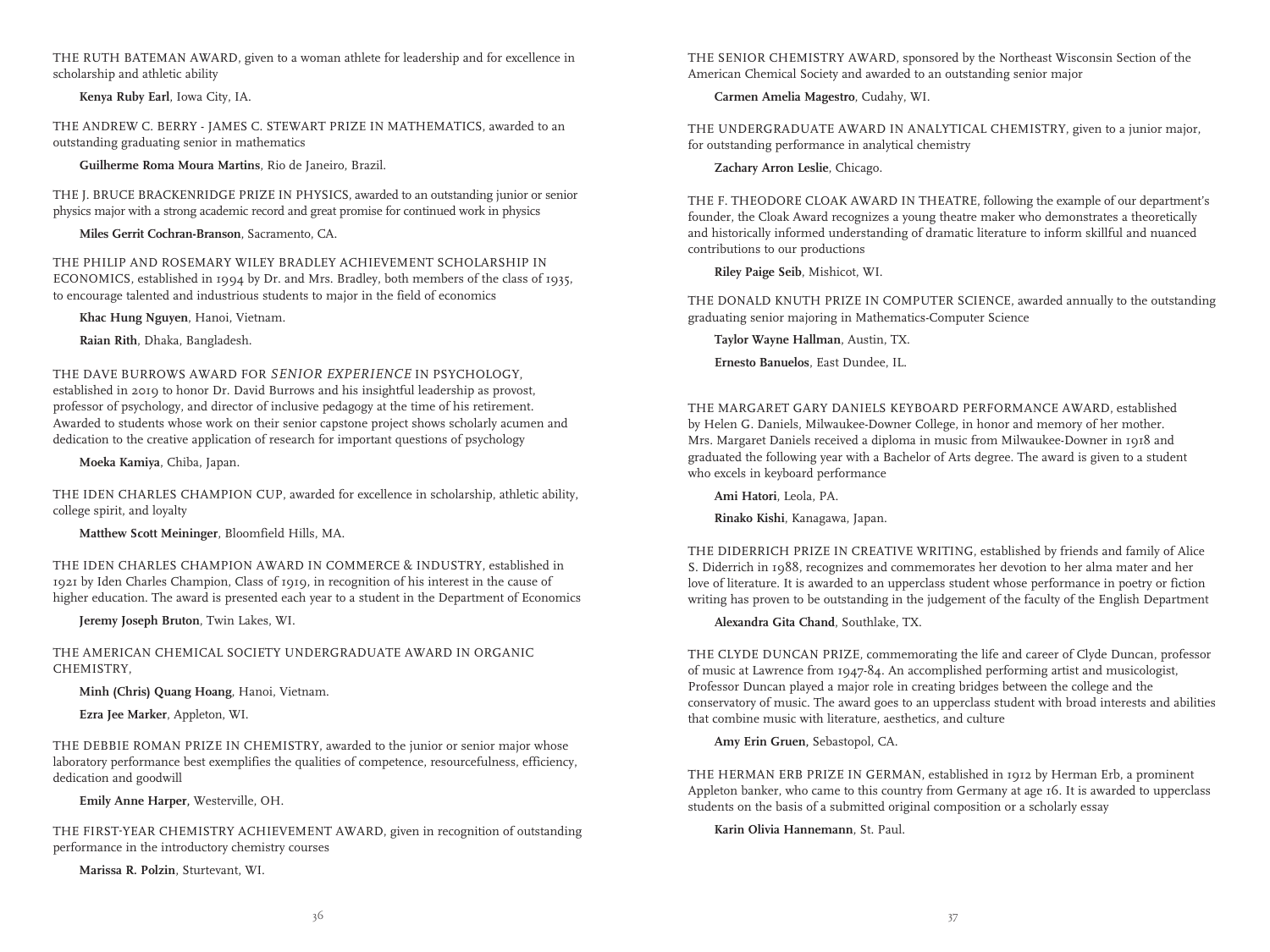THE RUTH BATEMAN AWARD, given to a woman athlete for leadership and for excellence in scholarship and athletic ability

**Kenya Ruby Earl**, Iowa City, IA.

THE ANDREW C. BERRY - JAMES C. STEWART PRIZE IN MATHEMATICS, awarded to an outstanding graduating senior in mathematics

**Guilherme Roma Moura Martins**, Rio de Janeiro, Brazil.

THE J. BRUCE BRACKENRIDGE PRIZE IN PHYSICS, awarded to an outstanding junior or senior physics major with a strong academic record and great promise for continued work in physics

**Miles Gerrit Cochran-Branson**, Sacramento, CA.

THE PHILIP AND ROSEMARY WILEY BRADLEY ACHIEVEMENT SCHOLARSHIP IN ECONOMICS, established in 1994 by Dr. and Mrs. Bradley, both members of the class of 1935, to encourage talented and industrious students to major in the field of economics

**Khac Hung Nguyen**, Hanoi, Vietnam.

**Raian Rith**, Dhaka, Bangladesh.

THE DAVE BURROWS AWARD FOR *SENIOR EXPERIENCE* IN PSYCHOLOGY, established in 2019 to honor Dr. David Burrows and his insightful leadership as provost, professor of psychology, and director of inclusive pedagogy at the time of his retirement. Awarded to students whose work on their senior capstone project shows scholarly acumen and dedication to the creative application of research for important questions of psychology

**Moeka Kamiya**, Chiba, Japan.

THE IDEN CHARLES CHAMPION CUP, awarded for excellence in scholarship, athletic ability, college spirit, and loyalty

**Matthew Scott Meininger**, Bloomfield Hills, MA.

THE IDEN CHARLES CHAMPION AWARD IN COMMERCE & INDUSTRY, established in 1921 by Iden Charles Champion, Class of 1919, in recognition of his interest in the cause of higher education. The award is presented each year to a student in the Department of Economics

**Jeremy Joseph Bruton**, Twin Lakes, WI.

THE AMERICAN CHEMICAL SOCIETY UNDERGRADUATE AWARD IN ORGANIC CHEMISTRY,

**Minh (Chris) Quang Hoang**, Hanoi, Vietnam.

**Ezra Jee Marker**, Appleton, WI.

THE DEBBIE ROMAN PRIZE IN CHEMISTRY, awarded to the junior or senior major whose laboratory performance best exemplifies the qualities of competence, resourcefulness, efficiency, dedication and goodwill

**Emily Anne Harper**, Westerville, OH.

THE FIRST-YEAR CHEMISTRY ACHIEVEMENT AWARD, given in recognition of outstanding performance in the introductory chemistry courses

**Marissa R. Polzin**, Sturtevant, WI.

THE SENIOR CHEMISTRY AWARD, sponsored by the Northeast Wisconsin Section of the American Chemical Society and awarded to an outstanding senior major

**Carmen Amelia Magestro**, Cudahy, WI.

THE UNDERGRADUATE AWARD IN ANALYTICAL CHEMISTRY, given to a junior major, for outstanding performance in analytical chemistry

**Zachary Arron Leslie**, Chicago.

THE F. THEODORE CLOAK AWARD IN THEATRE, following the example of our department's founder, the Cloak Award recognizes a young theatre maker who demonstrates a theoretically and historically informed understanding of dramatic literature to inform skillful and nuanced contributions to our productions

**Riley Paige Seib**, Mishicot, WI.

THE DONALD KNUTH PRIZE IN COMPUTER SCIENCE, awarded annually to the outstanding graduating senior majoring in Mathematics-Computer Science

**Taylor Wayne Hallman**, Austin, TX.

**Ernesto Banuelos**, East Dundee, IL.

THE MARGARET GARY DANIELS KEYBOARD PERFORMANCE AWARD, established by Helen G. Daniels, Milwaukee-Downer College, in honor and memory of her mother. Mrs. Margaret Daniels received a diploma in music from Milwaukee-Downer in 1918 and graduated the following year with a Bachelor of Arts degree. The award is given to a student who excels in keyboard performance

**Ami Hatori**, Leola, PA.

**Rinako Kishi**, Kanagawa, Japan.

THE DIDERRICH PRIZE IN CREATIVE WRITING, established by friends and family of Alice S. Diderrich in 1988, recognizes and commemorates her devotion to her alma mater and her love of literature. It is awarded to an upperclass student whose performance in poetry or fiction writing has proven to be outstanding in the judgement of the faculty of the English Department

**Alexandra Gita Chand**, Southlake, TX.

THE CLYDE DUNCAN PRIZE, commemorating the life and career of Clyde Duncan, professor of music at Lawrence from 1947-84. An accomplished performing artist and musicologist, Professor Duncan played a major role in creating bridges between the college and the conservatory of music. The award goes to an upperclass student with broad interests and abilities that combine music with literature, aesthetics, and culture

**Amy Erin Gruen**, Sebastopol, CA.

THE HERMAN ERB PRIZE IN GERMAN, established in 1912 by Herman Erb, a prominent Appleton banker, who came to this country from Germany at age 16. It is awarded to upperclass students on the basis of a submitted original composition or a scholarly essay

**Karin Olivia Hannemann**, St. Paul.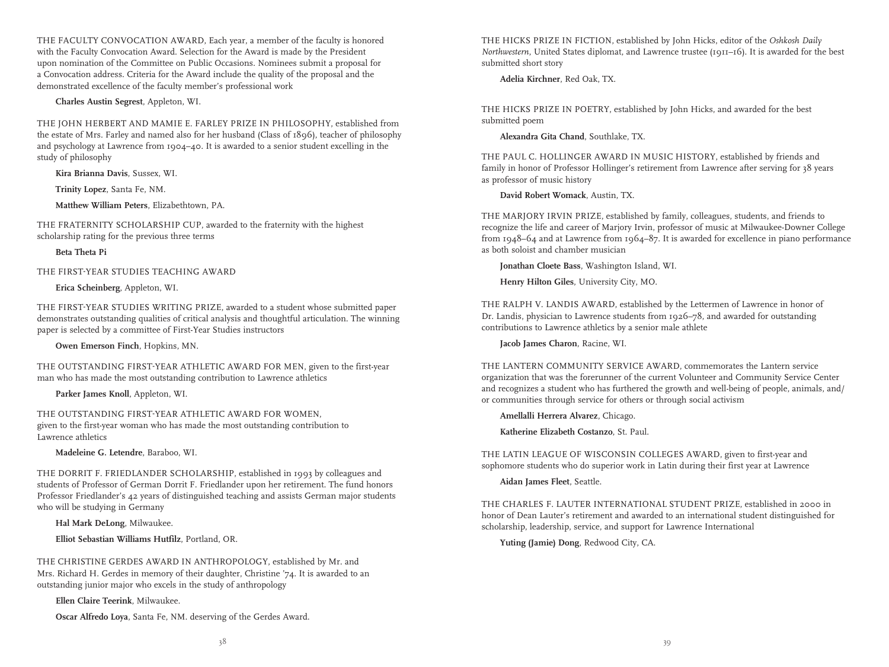THE FACULTY CONVOCATION AWARD, Each year, a member of the faculty is honored with the Faculty Convocation Award. Selection for the Award is made by the President upon nomination of the Committee on Public Occasions. Nominees submit a proposal for a Convocation address. Criteria for the Award include the quality of the proposal and the demonstrated excellence of the faculty member's professional work

**Charles Austin Segrest**, Appleton, WI.

THE JOHN HERBERT AND MAMIE E. FARLEY PRIZE IN PHILOSOPHY, established from the estate of Mrs. Farley and named also for her husband (Class of 1896), teacher of philosophy and psychology at Lawrence from 1904–40. It is awarded to a senior student excelling in the study of philosophy

**Kira Brianna Davis**, Sussex, WI.

**Trinity Lopez**, Santa Fe, NM.

**Matthew William Peters**, Elizabethtown, PA.

THE FRATERNITY SCHOLARSHIP CUP, awarded to the fraternity with the highest scholarship rating for the previous three terms

**Beta Theta Pi**

THE FIRST-YEAR STUDIES TEACHING AWARD

**Erica Scheinberg**, Appleton, WI.

THE FIRST-YEAR STUDIES WRITING PRIZE, awarded to a student whose submitted paper demonstrates outstanding qualities of critical analysis and thoughtful articulation. The winning paper is selected by a committee of First-Year Studies instructors

**Owen Emerson Finch**, Hopkins, MN.

THE OUTSTANDING FIRST-YEAR ATHLETIC AWARD FOR MEN, given to the first-year man who has made the most outstanding contribution to Lawrence athletics

**Parker James Knoll**, Appleton, WI.

THE OUTSTANDING FIRST-YEAR ATHLETIC AWARD FOR WOMEN, given to the first-year woman who has made the most outstanding contribution to Lawrence athletics

**Madeleine G. Letendre**, Baraboo, WI.

THE DORRIT F. FRIEDLANDER SCHOLARSHIP, established in 1993 by colleagues and students of Professor of German Dorrit F. Friedlander upon her retirement. The fund honors Professor Friedlander's 42 years of distinguished teaching and assists German major students who will be studying in Germany

**Hal Mark DeLong**, Milwaukee.

**Elliot Sebastian Williams Hutfilz**, Portland, OR.

THE CHRISTINE GERDES AWARD IN ANTHROPOLOGY, established by Mr. and Mrs. Richard H. Gerdes in memory of their daughter, Christine '74. It is awarded to an outstanding junior major who excels in the study of anthropology

**Ellen Claire Teerink**, Milwaukee.

**Oscar Alfredo Loya**, Santa Fe, NM. deserving of the Gerdes Award.

THE HICKS PRIZE IN FICTION, established by John Hicks, editor of the *Oshkosh Daily Northwestern*, United States diplomat, and Lawrence trustee (1911–16). It is awarded for the best submitted short story

**Adelia Kirchner**, Red Oak, TX.

THE HICKS PRIZE IN POETRY, established by John Hicks, and awarded for the best submitted poem

**Alexandra Gita Chand**, Southlake, TX.

THE PAUL C. HOLLINGER AWARD IN MUSIC HISTORY, established by friends and family in honor of Professor Hollinger's retirement from Lawrence after serving for 38 years as professor of music history

**David Robert Womack**, Austin, TX.

THE MARJORY IRVIN PRIZE, established by family, colleagues, students, and friends to recognize the life and career of Marjory Irvin, professor of music at Milwaukee-Downer College from 1948–64 and at Lawrence from 1964–87. It is awarded for excellence in piano performance as both soloist and chamber musician

**Jonathan Cloete Bass**, Washington Island, WI.

**Henry Hilton Giles**, University City, MO.

THE RALPH V. LANDIS AWARD, established by the Lettermen of Lawrence in honor of Dr. Landis, physician to Lawrence students from 1926–78, and awarded for outstanding contributions to Lawrence athletics by a senior male athlete

**Jacob James Charon**, Racine, WI.

THE LANTERN COMMUNITY SERVICE AWARD, commemorates the Lantern service organization that was the forerunner of the current Volunteer and Community Service Center and recognizes a student who has furthered the growth and well-being of people, animals, and/or communities through service for others or through social activism

**Amellalli Herrera Alvarez**, Chicago.

**Katherine Elizabeth Costanzo**, St. Paul.

THE LATIN LEAGUE OF WISCONSIN COLLEGES AWARD, given to first-year and sophomore students who do superior work in Latin during their first year at Lawrence

**Aidan James Fleet**, Seattle.

THE CHARLES F. LAUTER INTERNATIONAL STUDENT PRIZE, established in 2000 in honor of Dean Lauter's retirement and awarded to an international student distinguished for scholarship, leadership, service, and support for Lawrence International

**Yuting (Jamie) Dong**, Redwood City, CA.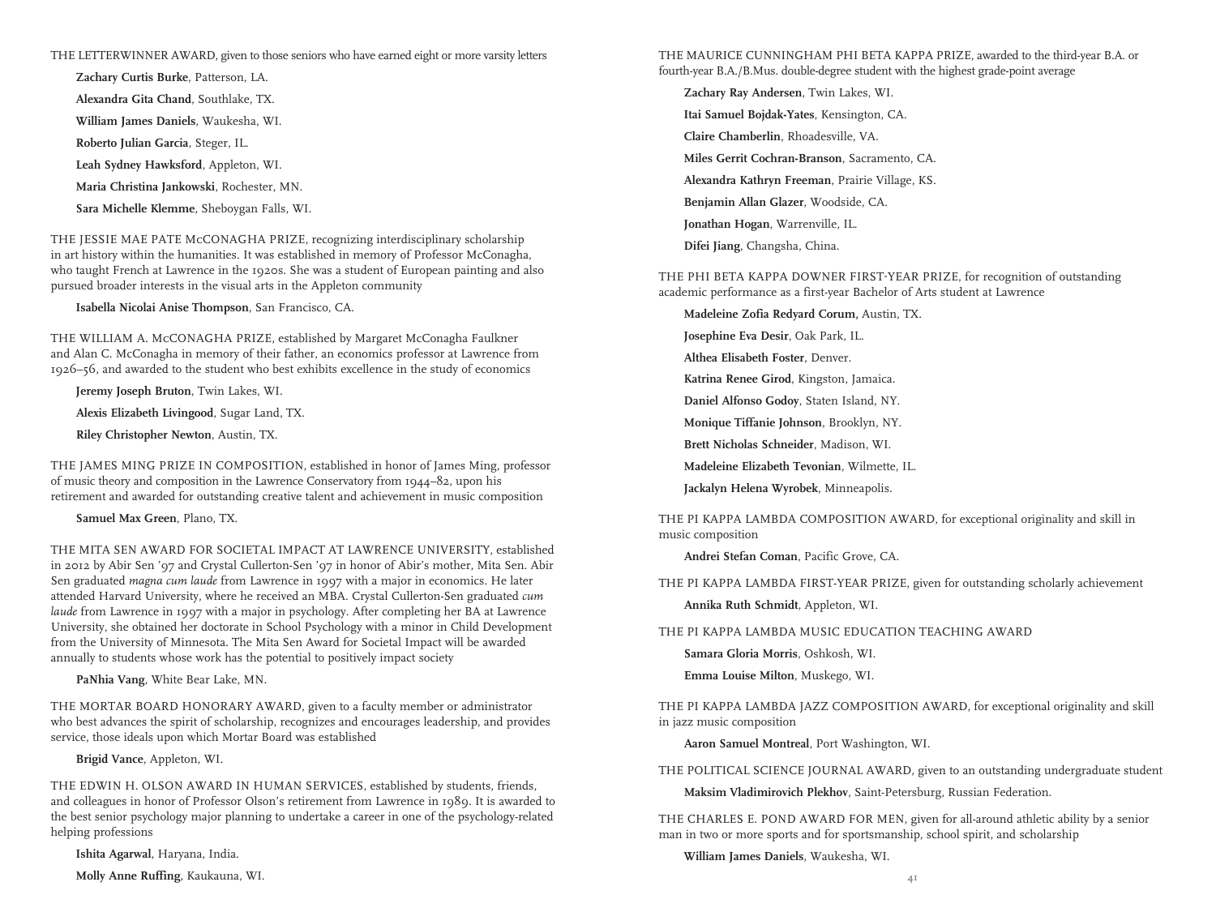THE LETTERWINNER AWARD, given to those seniors who have earned eight or more varsity letters

**Zachary Curtis Burke**, Patterson, LA.

**Alexandra Gita Chand**, Southlake, TX.

**William James Daniels**, Waukesha, WI.

**Roberto Julian Garcia**, Steger, IL.

**Leah Sydney Hawksford**, Appleton, WI.

**Maria Christina Jankowski**, Rochester, MN.

**Sara Michelle Klemme**, Sheboygan Falls, WI.

THE JESSIE MAE PATE McCONAGHA PRIZE, recognizing interdisciplinary scholarship in art history within the humanities. It was established in memory of Professor McConagha, who taught French at Lawrence in the 1920s. She was a student of European painting and also pursued broader interests in the visual arts in the Appleton community

**Isabella Nicolai Anise Thompson**, San Francisco, CA.

THE WILLIAM A. McCONAGHA PRIZE, established by Margaret McConagha Faulkner and Alan C. McConagha in memory of their father, an economics professor at Lawrence from 1926–56, and awarded to the student who best exhibits excellence in the study of economics

**Jeremy Joseph Bruton**, Twin Lakes, WI.

**Alexis Elizabeth Livingood**, Sugar Land, TX.

**Riley Christopher Newton**, Austin, TX.

THE JAMES MING PRIZE IN COMPOSITION, established in honor of James Ming, professor of music theory and composition in the Lawrence Conservatory from 1944–82, upon his retirement and awarded for outstanding creative talent and achievement in music composition

**Samuel Max Green**, Plano, TX.

THE MITA SEN AWARD FOR SOCIETAL IMPACT AT LAWRENCE UNIVERSITY, established in 2012 by Abir Sen '97 and Crystal Cullerton-Sen '97 in honor of Abir's mother, Mita Sen. Abir Sen graduated *magna cum laude* from Lawrence in 1997 with a major in economics. He later attended Harvard University, where he received an MBA. Crystal Cullerton-Sen graduated *cum laude* from Lawrence in 1997 with a major in psychology. After completing her BA at Lawrence University, she obtained her doctorate in School Psychology with a minor in Child Development from the University of Minnesota. The Mita Sen Award for Societal Impact will be awarded annually to students whose work has the potential to positively impact society

**PaNhia Vang**, White Bear Lake, MN.

THE MORTAR BOARD HONORARY AWARD, given to a faculty member or administrator who best advances the spirit of scholarship, recognizes and encourages leadership, and provides service, those ideals upon which Mortar Board was established

**Brigid Vance**, Appleton, WI.

THE EDWIN H. OLSON AWARD IN HUMAN SERVICES, established by students, friends, and colleagues in honor of Professor Olson's retirement from Lawrence in 1989. It is awarded to the best senior psychology major planning to undertake a career in one of the psychology-related helping professions

**Ishita Agarwal**, Haryana, India.

**Molly Anne Ruffing**, Kaukauna, WI.

THE MAURICE CUNNINGHAM PHI BETA KAPPA PRIZE, awarded to the third-year B.A. or fourth-year B.A./B.Mus. double-degree student with the highest grade-point average

**Zachary Ray Andersen**, Twin Lakes, WI.

**Itai Samuel Bojdak-Yates**, Kensington, CA.

**Claire Chamberlin**, Rhoadesville, VA.

**Miles Gerrit Cochran-Branson**, Sacramento, CA.

**Alexandra Kathryn Freeman**, Prairie Village, KS.

**Benjamin Allan Glazer**, Woodside, CA.

**Jonathan Hogan**, Warrenville, IL.

**Difei Jiang**, Changsha, China.

THE PHI BETA KAPPA DOWNER FIRST-YEAR PRIZE, for recognition of outstanding academic performance as a first-year Bachelor of Arts student at Lawrence

**Madeleine Zofia Redyard Corum**, Austin, TX.

**Josephine Eva Desir**, Oak Park, IL.

**Althea Elisabeth Foster**, Denver.

**Katrina Renee Girod**, Kingston, Jamaica.

**Daniel Alfonso Godoy**, Staten Island, NY.

**Monique Tiffanie Johnson**, Brooklyn, NY.

**Brett Nicholas Schneider**, Madison, WI.

**Madeleine Elizabeth Tevonian**, Wilmette, IL.

**Jackalyn Helena Wyrobek**, Minneapolis.

THE PI KAPPA LAMBDA COMPOSITION AWARD, for exceptional originality and skill in music composition

**Andrei Stefan Coman**, Pacific Grove, CA.

THE PI KAPPA LAMBDA FIRST-YEAR PRIZE, given for outstanding scholarly achievement

**Annika Ruth Schmidt**, Appleton, WI.

THE PI KAPPA LAMBDA MUSIC EDUCATION TEACHING AWARD

**Samara Gloria Morris**, Oshkosh, WI.

**Emma Louise Milton**, Muskego, WI.

THE PI KAPPA LAMBDA JAZZ COMPOSITION AWARD, for exceptional originality and skill in jazz music composition

**Aaron Samuel Montreal**, Port Washington, WI.

THE POLITICAL SCIENCE JOURNAL AWARD, given to an outstanding undergraduate student

**Maksim Vladimirovich Plekhov**, Saint-Petersburg, Russian Federation.

THE CHARLES E. POND AWARD FOR MEN, given for all-around athletic ability by a senior man in two or more sports and for sportsmanship, school spirit, and scholarship

**William James Daniels**, Waukesha, WI.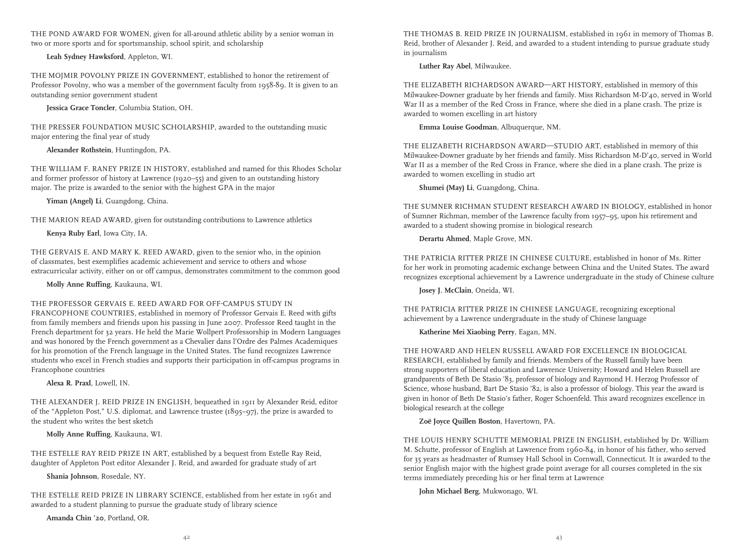THE POND AWARD FOR WOMEN, given for all-around athletic ability by a senior woman in two or more sports and for sportsmanship, school spirit, and scholarship

**Leah Sydney Hawksford**, Appleton, WI.

THE MOJMIR POVOLNY PRIZE IN GOVERNMENT, established to honor the retirement of Professor Povolny, who was a member of the government faculty from 1958-89. It is given to an outstanding senior government student

**Jessica Grace Toncler**, Columbia Station, OH.

THE PRESSER FOUNDATION MUSIC SCHOLARSHIP, awarded to the outstanding music major entering the final year of study

**Alexander Rothstein**, Huntingdon, PA.

THE WILLIAM F. RANEY PRIZE IN HISTORY, established and named for this Rhodes Scholar and former professor of history at Lawrence (1920–55) and given to an outstanding history major. The prize is awarded to the senior with the highest GPA in the major

**Yiman (Angel) Li**, Guangdong, China.

THE MARION READ AWARD, given for outstanding contributions to Lawrence athletics

**Kenya Ruby Earl**, Iowa City, IA.

THE GERVAIS E. AND MARY K. REED AWARD, given to the senior who, in the opinion of classmates, best exemplifies academic achievement and service to others and whose extracurricular activity, either on or off campus, demonstrates commitment to the common good

**Molly Anne Ruffing**, Kaukauna, WI.

THE PROFESSOR GERVAIS E. REED AWARD FOR OFF-CAMPUS STUDY IN FRANCOPHONE COUNTRIES, established in memory of Professor Gervais E. Reed with gifts from family members and friends upon his passing in June 2007. Professor Reed taught in the French department for 32 years. He held the Marie Wollpert Professorship in Modern Languages and was honored by the French government as a Chevalier dans l'Ordre des Palmes Academiques for his promotion of the French language in the United States. The fund recognizes Lawrence students who excel in French studies and supports their participation in off-campus programs in Francophone countries

**Alexa R. Praxl**, Lowell, IN.

THE ALEXANDER J. REID PRIZE IN ENGLISH, bequeathed in 1911 by Alexander Reid, editor of the "Appleton Post," U.S. diplomat, and Lawrence trustee (1895–97), the prize is awarded to the student who writes the best sketch

**Molly Anne Ruffing**, Kaukauna, WI.

THE ESTELLE RAY REID PRIZE IN ART, established by a bequest from Estelle Ray Reid, daughter of Appleton Post editor Alexander J. Reid, and awarded for graduate study of art

**Shania Johnson**, Rosedale, NY.

THE ESTELLE REID PRIZE IN LIBRARY SCIENCE, established from her estate in 1961 and awarded to a student planning to pursue the graduate study of library science

**Amanda Chin '20**, Portland, OR.

THE THOMAS B. REID PRIZE IN JOURNALISM, established in 1961 in memory of Thomas B. Reid, brother of Alexander J. Reid, and awarded to a student intending to pursue graduate study in journalism

**Luther Ray Abel**, Milwaukee.

THE ELIZABETH RICHARDSON AWARD—ART HISTORY, established in memory of this Milwaukee-Downer graduate by her friends and family. Miss Richardson M-D'40, served in World War II as a member of the Red Cross in France, where she died in a plane crash. The prize is awarded to women excelling in art history

**Emma Louise Goodman**, Albuquerque, NM.

THE ELIZABETH RICHARDSON AWARD—STUDIO ART, established in memory of this Milwaukee-Downer graduate by her friends and family. Miss Richardson M-D'40, served in World War II as a member of the Red Cross in France, where she died in a plane crash. The prize is awarded to women excelling in studio art

**Shumei (May) Li**, Guangdong, China.

THE SUMNER RICHMAN STUDENT RESEARCH AWARD IN BIOLOGY, established in honor of Sumner Richman, member of the Lawrence faculty from 1957–95, upon his retirement and awarded to a student showing promise in biological research

**Derartu Ahmed**, Maple Grove, MN.

THE PATRICIA RITTER PRIZE IN CHINESE CULTURE, established in honor of Ms. Ritter for her work in promoting academic exchange between China and the United States. The award recognizes exceptional achievement by a Lawrence undergraduate in the study of Chinese culture

**Josey J. McClain**, Oneida, WI.

THE PATRICIA RITTER PRIZE IN CHINESE LANGUAGE, recognizing exceptional achievement by a Lawrence undergraduate in the study of Chinese language

**Katherine Mei Xiaobing Perry**, Eagan, MN.

THE HOWARD AND HELEN RUSSELL AWARD FOR EXCELLENCE IN BIOLOGICAL RESEARCH, established by family and friends. Members of the Russell family have been strong supporters of liberal education and Lawrence University; Howard and Helen Russell are grandparents of Beth De Stasio '83, professor of biology and Raymond H. Herzog Professor of Science, whose husband, Bart De Stasio '82, is also a professor of biology. This year the award is given in honor of Beth De Stasio's father, Roger Schoenfeld. This award recognizes excellence in biological research at the college

**Zoë Joyce Quillen Boston**, Havertown, PA.

THE LOUIS HENRY SCHUTTE MEMORIAL PRIZE IN ENGLISH, established by Dr. William M. Schutte, professor of English at Lawrence from 1960-84, in honor of his father, who served for 35 years as headmaster of Rumsey Hall School in Cornwall, Connecticut. It is awarded to the senior English major with the highest grade point average for all courses completed in the six terms immediately preceding his or her final term at Lawrence

**John Michael Berg**, Mukwonago, WI.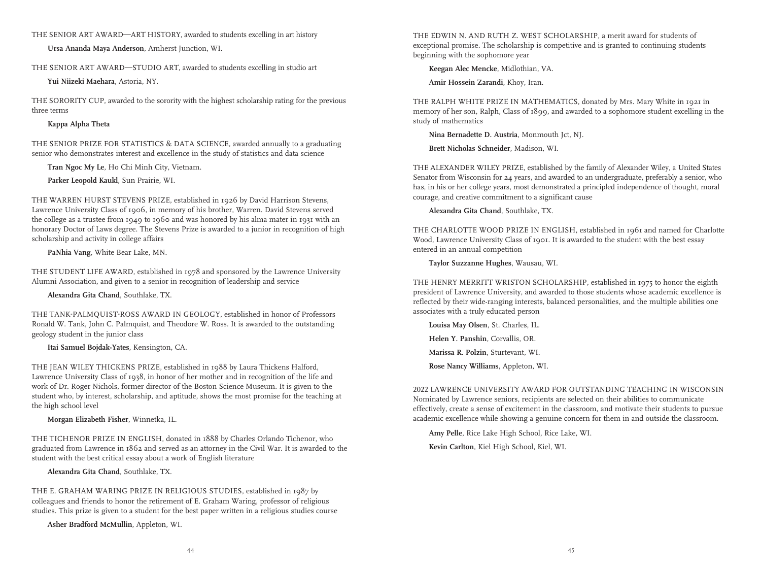THE SENIOR ART AWARD—ART HISTORY, awarded to students excelling in art history

**Ursa Ananda Maya Anderson**, Amherst Junction, WI.

THE SENIOR ART AWARD—STUDIO ART, awarded to students excelling in studio art

**Yui Niizeki Maehara**, Astoria, NY.

THE SORORITY CUP, awarded to the sorority with the highest scholarship rating for the previous three terms

**Kappa Alpha Theta**

THE SENIOR PRIZE FOR STATISTICS & DATA SCIENCE, awarded annually to a graduating senior who demonstrates interest and excellence in the study of statistics and data science

**Tran Ngoc My Le**, Ho Chi Minh City, Vietnam.

**Parker Leopold Kaukl**, Sun Prairie, WI.

THE WARREN HURST STEVENS PRIZE, established in 1926 by David Harrison Stevens, Lawrence University Class of 1906, in memory of his brother, Warren. David Stevens served the college as a trustee from 1949 to 1960 and was honored by his alma mater in 1931 with an honorary Doctor of Laws degree. The Stevens Prize is awarded to a junior in recognition of high scholarship and activity in college affairs

**PaNhia Vang**, White Bear Lake, MN.

THE STUDENT LIFE AWARD, established in 1978 and sponsored by the Lawrence University Alumni Association, and given to a senior in recognition of leadership and service

**Alexandra Gita Chand**, Southlake, TX.

THE TANK-PALMQUIST-ROSS AWARD IN GEOLOGY, established in honor of Professors Ronald W. Tank, John C. Palmquist, and Theodore W. Ross. It is awarded to the outstanding geology student in the junior class

**Itai Samuel Bojdak-Yates**, Kensington, CA.

THE JEAN WILEY THICKENS PRIZE, established in 1988 by Laura Thickens Halford, Lawrence University Class of 1938, in honor of her mother and in recognition of the life and work of Dr. Roger Nichols, former director of the Boston Science Museum. It is given to the student who, by interest, scholarship, and aptitude, shows the most promise for the teaching at the high school level

**Morgan Elizabeth Fisher**, Winnetka, IL.

THE TICHENOR PRIZE IN ENGLISH, donated in 1888 by Charles Orlando Tichenor, who graduated from Lawrence in 1862 and served as an attorney in the Civil War. It is awarded to the student with the best critical essay about a work of English literature

**Alexandra Gita Chand**, Southlake, TX.

THE E. GRAHAM WARING PRIZE IN RELIGIOUS STUDIES, established in 1987 by colleagues and friends to honor the retirement of E. Graham Waring, professor of religious studies. This prize is given to a student for the best paper written in a religious studies course

**Asher Bradford McMullin**, Appleton, WI.

THE EDWIN N. AND RUTH Z. WEST SCHOLARSHIP, a merit award for students of exceptional promise. The scholarship is competitive and is granted to continuing students beginning with the sophomore year

**Keegan Alec Mencke**, Midlothian, VA.

**Amir Hossein Zarandi**, Khoy, Iran.

THE RALPH WHITE PRIZE IN MATHEMATICS, donated by Mrs. Mary White in 1921 in memory of her son, Ralph, Class of 1899, and awarded to a sophomore student excelling in the study of mathematics

**Nina Bernadette D. Austria**, Monmouth Jct, NJ.

**Brett Nicholas Schneider**, Madison, WI.

THE ALEXANDER WILEY PRIZE, established by the family of Alexander Wiley, a United States Senator from Wisconsin for 24 years, and awarded to an undergraduate, preferably a senior, who has, in his or her college years, most demonstrated a principled independence of thought, moral courage, and creative commitment to a significant cause

**Alexandra Gita Chand**, Southlake, TX.

THE CHARLOTTE WOOD PRIZE IN ENGLISH, established in 1961 and named for Charlotte Wood, Lawrence University Class of 1901. It is awarded to the student with the best essay entered in an annual competition

**Taylor Suzzanne Hughes**, Wausau, WI.

THE HENRY MERRITT WRISTON SCHOLARSHIP, established in 1975 to honor the eighth president of Lawrence University, and awarded to those students whose academic excellence is reflected by their wide-ranging interests, balanced personalities, and the multiple abilities one associates with a truly educated person

**Louisa May Olsen**, St. Charles, IL.

**Helen Y. Panshin**, Corvallis, OR.

**Marissa R. Polzin**, Sturtevant, WI.

**Rose Nancy Williams**, Appleton, WI.

2022 LAWRENCE UNIVERSITY AWARD FOR OUTSTANDING TEACHING IN WISCONSIN
Nominated by Lawrence seniors, recipients are selected on their abilities to communicate effectively, create a sense of excitement in the classroom, and motivate their students to pursue academic excellence while showing a genuine concern for them in and outside the classroom.

**Amy Pelle**, Rice Lake High School, Rice Lake, WI.

**Kevin Carlton**, Kiel High School, Kiel, WI.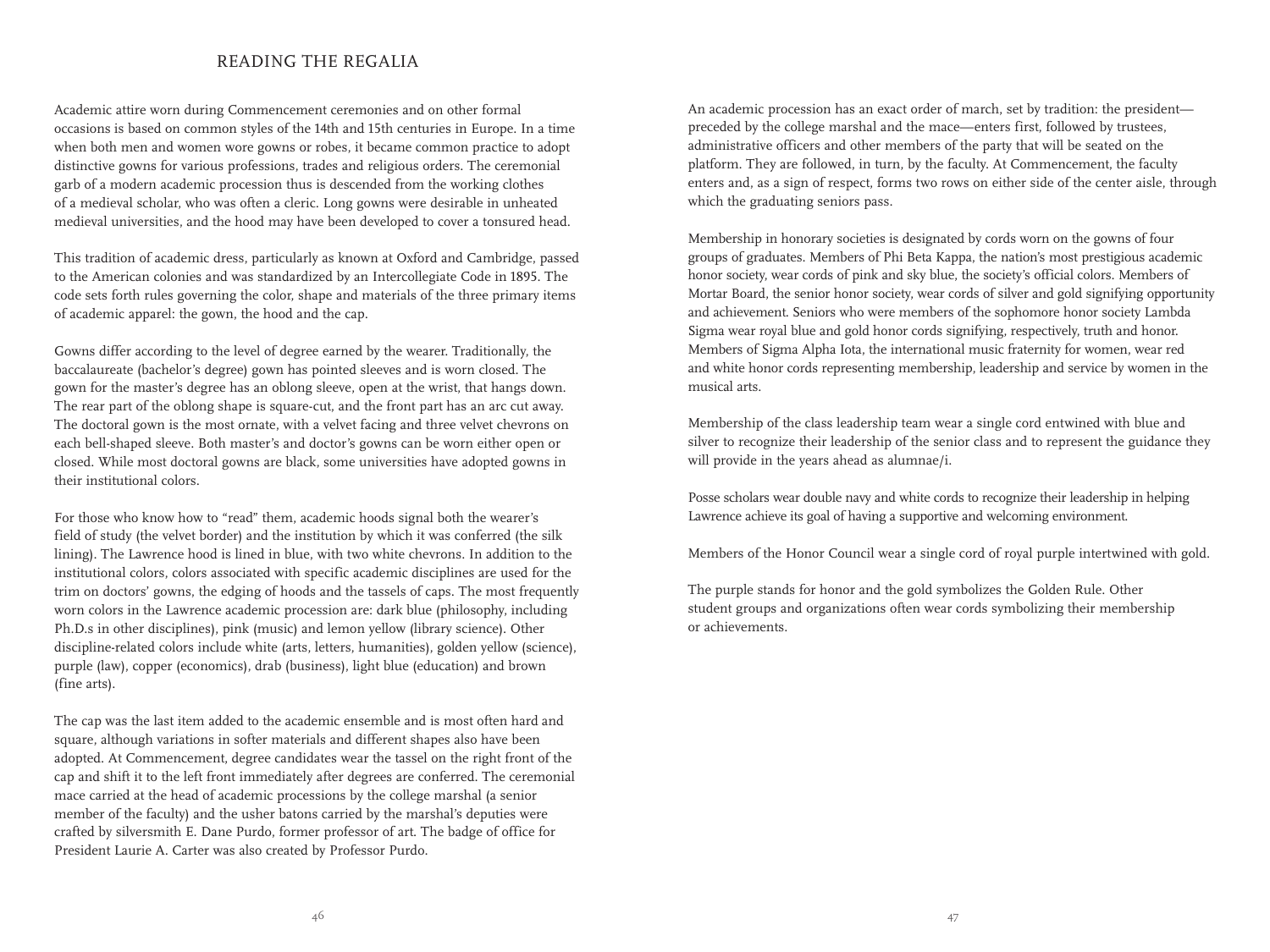# READING THE REGALIA

Academic attire worn during Commencement ceremonies and on other formal occasions is based on common styles of the 14th and 15th centuries in Europe. In a time when both men and women wore gowns or robes, it became common practice to adopt distinctive gowns for various professions, trades and religious orders. The ceremonial garb of a modern academic procession thus is descended from the working clothes of a medieval scholar, who was often a cleric. Long gowns were desirable in unheated medieval universities, and the hood may have been developed to cover a tonsured head.

This tradition of academic dress, particularly as known at Oxford and Cambridge, passed to the American colonies and was standardized by an Intercollegiate Code in 1895. The code sets forth rules governing the color, shape and materials of the three primary items of academic apparel: the gown, the hood and the cap.

Gowns differ according to the level of degree earned by the wearer. Traditionally, the baccalaureate (bachelor's degree) gown has pointed sleeves and is worn closed. The gown for the master's degree has an oblong sleeve, open at the wrist, that hangs down. The rear part of the oblong shape is square-cut, and the front part has an arc cut away. The doctoral gown is the most ornate, with a velvet facing and three velvet chevrons on each bell-shaped sleeve. Both master's and doctor's gowns can be worn either open or closed. While most doctoral gowns are black, some universities have adopted gowns in their institutional colors.

For those who know how to "read" them, academic hoods signal both the wearer's field of study (the velvet border) and the institution by which it was conferred (the silk lining). The Lawrence hood is lined in blue, with two white chevrons. In addition to the institutional colors, colors associated with specific academic disciplines are used for the trim on doctors' gowns, the edging of hoods and the tassels of caps. The most frequently worn colors in the Lawrence academic procession are: dark blue (philosophy, including Ph.D.s in other disciplines), pink (music) and lemon yellow (library science). Other discipline-related colors include white (arts, letters, humanities), golden yellow (science), purple (law), copper (economics), drab (business), light blue (education) and brown (fine arts).

The cap was the last item added to the academic ensemble and is most often hard and square, although variations in softer materials and different shapes also have been adopted. At Commencement, degree candidates wear the tassel on the right front of the cap and shift it to the left front immediately after degrees are conferred. The ceremonial mace carried at the head of academic processions by the college marshal (a senior member of the faculty) and the usher batons carried by the marshal's deputies were crafted by silversmith E. Dane Purdo, former professor of art. The badge of office for President Laurie A. Carter was also created by Professor Purdo.

An academic procession has an exact order of march, set by tradition: the president—preceded by the college marshal and the mace—enters first, followed by trustees, administrative officers and other members of the party that will be seated on the platform. They are followed, in turn, by the faculty. At Commencement, the faculty enters and, as a sign of respect, forms two rows on either side of the center aisle, through which the graduating seniors pass.

Membership in honorary societies is designated by cords worn on the gowns of four groups of graduates. Members of Phi Beta Kappa, the nation's most prestigious academic honor society, wear cords of pink and sky blue, the society's official colors. Members of Mortar Board, the senior honor society, wear cords of silver and gold signifying opportunity and achievement. Seniors who were members of the sophomore honor society Lambda Sigma wear royal blue and gold honor cords signifying, respectively, truth and honor. Members of Sigma Alpha Iota, the international music fraternity for women, wear red and white honor cords representing membership, leadership and service by women in the musical arts.

Membership of the class leadership team wear a single cord entwined with blue and silver to recognize their leadership of the senior class and to represent the guidance they will provide in the years ahead as alumnae/i.

Posse scholars wear double navy and white cords to recognize their leadership in helping Lawrence achieve its goal of having a supportive and welcoming environment.

Members of the Honor Council wear a single cord of royal purple intertwined with gold.

The purple stands for honor and the gold symbolizes the Golden Rule. Other student groups and organizations often wear cords symbolizing their membership or achievements.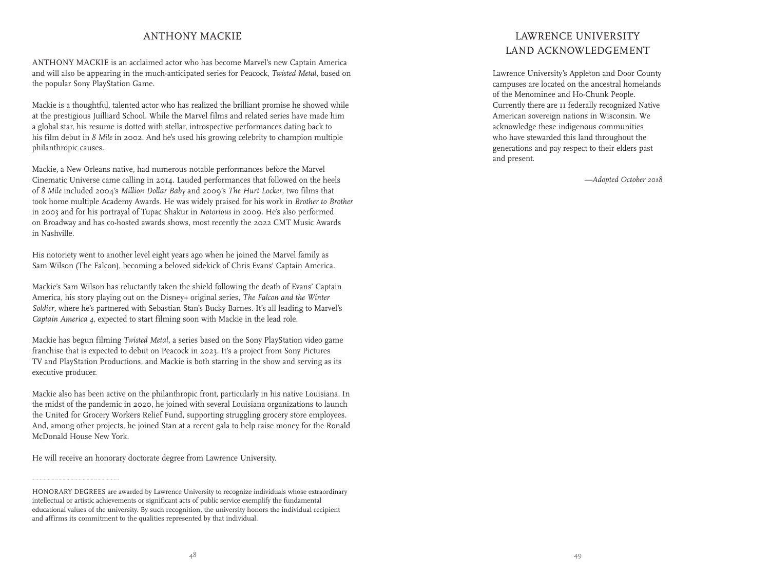## ANTHONY MACKIE

ANTHONY MACKIE is an acclaimed actor who has become Marvel's new Captain America and will also be appearing in the much-anticipated series for Peacock, *Twisted Metal*, based on the popular Sony PlayStation Game.

Mackie is a thoughtful, talented actor who has realized the brilliant promise he showed while at the prestigious Juilliard School. While the Marvel films and related series have made him a global star, his resume is dotted with stellar, introspective performances dating back to his film debut in *8 Mile* in 2002. And he's used his growing celebrity to champion multiple philanthropic causes.

Mackie, a New Orleans native, had numerous notable performances before the Marvel Cinematic Universe came calling in 2014. Lauded performances that followed on the heels of *8 Mile* included 2004's *Million Dollar Baby* and 2009's *The Hurt Locker*, two films that took home multiple Academy Awards. He was widely praised for his work in *Brother to Brother* in 2003 and for his portrayal of Tupac Shakur in *Notorious* in 2009. He's also performed on Broadway and has co-hosted awards shows, most recently the 2022 CMT Music Awards in Nashville.

His notoriety went to another level eight years ago when he joined the Marvel family as Sam Wilson (The Falcon), becoming a beloved sidekick of Chris Evans' Captain America.

Mackie's Sam Wilson has reluctantly taken the shield following the death of Evans' Captain America, his story playing out on the Disney+ original series, *The Falcon and the Winter Soldier*, where he's partnered with Sebastian Stan's Bucky Barnes. It's all leading to Marvel's *Captain America 4*, expected to start filming soon with Mackie in the lead role.

Mackie has begun filming *Twisted Metal*, a series based on the Sony PlayStation video game franchise that is expected to debut on Peacock in 2023. It's a project from Sony Pictures TV and PlayStation Productions, and Mackie is both starring in the show and serving as its executive producer.

Mackie also has been active on the philanthropic front, particularly in his native Louisiana. In the midst of the pandemic in 2020, he joined with several Louisiana organizations to launch the United for Grocery Workers Relief Fund, supporting struggling grocery store employees. And, among other projects, he joined Stan at a recent gala to help raise money for the Ronald McDonald House New York.

He will receive an honorary doctorate degree from Lawrence University.

---

HONORARY DEGREES are awarded by Lawrence University to recognize individuals whose extraordinary intellectual or artistic achievements or significant acts of public service exemplify the fundamental educational values of the university. By such recognition, the university honors the individual recipient and affirms its commitment to the qualities represented by that individual.

## LAWRENCE UNIVERSITY LAND ACKNOWLEDGEMENT

Lawrence University's Appleton and Door County campuses are located on the ancestral homelands of the Menominee and Ho-Chunk People. Currently there are 11 federally recognized Native American sovereign nations in Wisconsin. We acknowledge these indigenous communities who have stewarded this land throughout the generations and pay respect to their elders past and present.

*—Adopted October 2018*